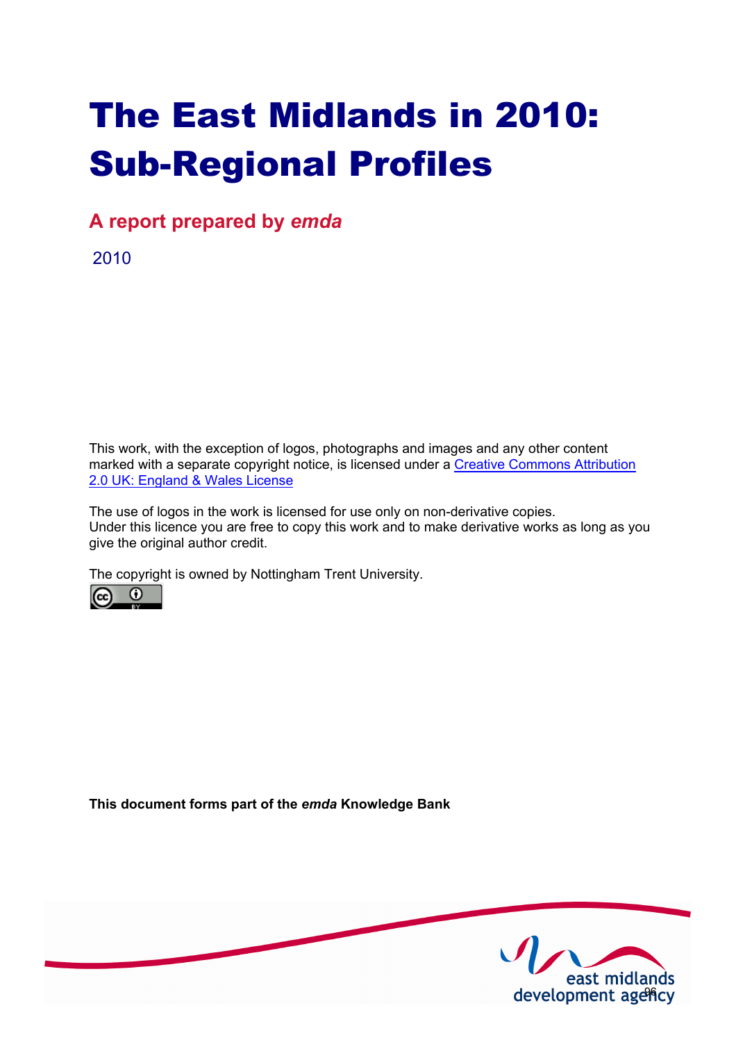# The East Midlands in 2010: Sub-Regional Profiles

## A report prepared by *emda*

2010

This work, with the exception of logos, photographs and images and any other content marked with a separate copyright notice, is licensed under a [Creative Commons Attribution 2.0 UK: England & Wales License]

The use of logos in the work is licensed for use only on non-derivative copies. Under this licence you are free to copy this work and to make derivative works as long as you give the original author credit.

The copyright is owned by Nottingham Trent University.

**This document forms part of the *emda* Knowledge Bank**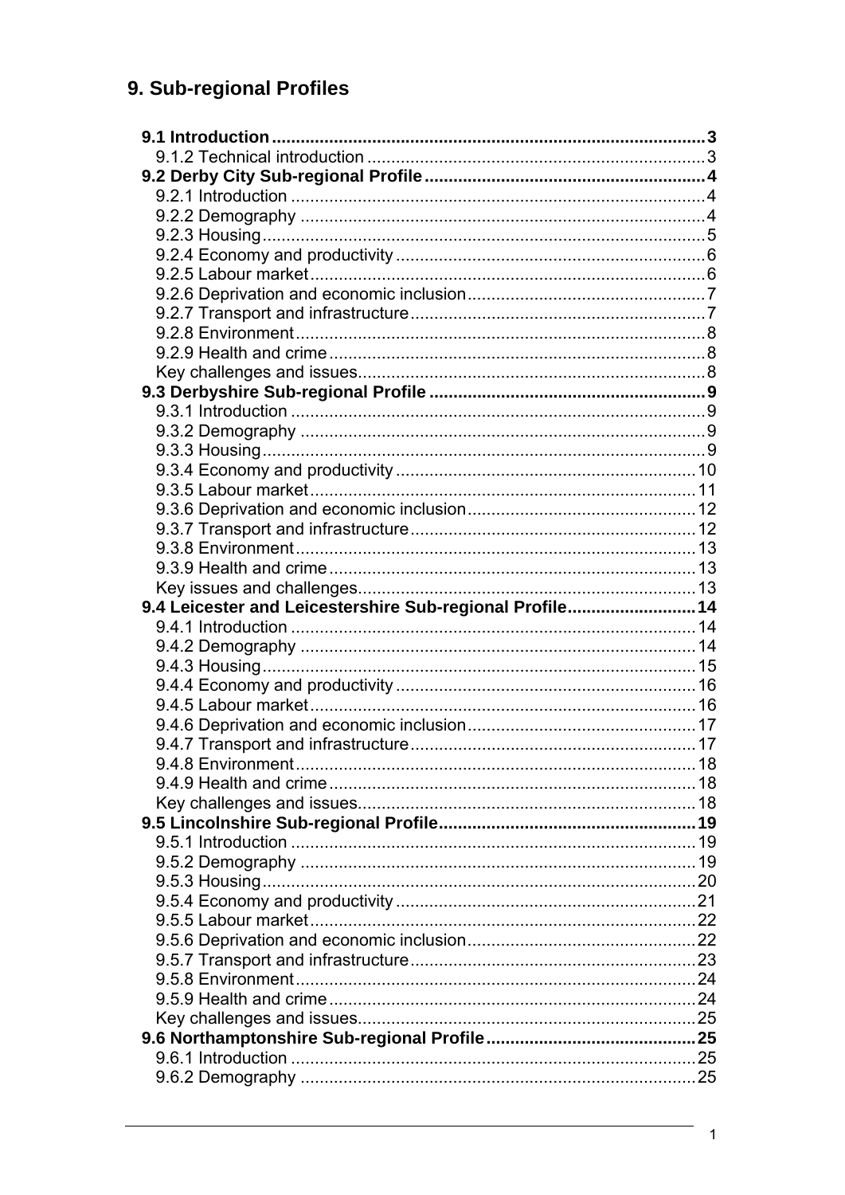# 9. Sub-regional Profiles

**9.1 Introduction** .......... **3**
- 9.1.2 Technical introduction .......... 3

**9.2 Derby City Sub-regional Profile** .......... **4**
- 9.2.1 Introduction .......... 4
- 9.2.2 Demography .......... 4
- 9.2.3 Housing .......... 5
- 9.2.4 Economy and productivity .......... 6
- 9.2.5 Labour market .......... 6
- 9.2.6 Deprivation and economic inclusion .......... 7
- 9.2.7 Transport and infrastructure .......... 7
- 9.2.8 Environment .......... 8
- 9.2.9 Health and crime .......... 8
- Key challenges and issues .......... 8

**9.3 Derbyshire Sub-regional Profile** .......... **9**
- 9.3.1 Introduction .......... 9
- 9.3.2 Demography .......... 9
- 9.3.3 Housing .......... 9
- 9.3.4 Economy and productivity .......... 10
- 9.3.5 Labour market .......... 11
- 9.3.6 Deprivation and economic inclusion .......... 12
- 9.3.7 Transport and infrastructure .......... 12
- 9.3.8 Environment .......... 13
- 9.3.9 Health and crime .......... 13
- Key issues and challenges .......... 13

**9.4 Leicester and Leicestershire Sub-regional Profile** .......... **14**
- 9.4.1 Introduction .......... 14
- 9.4.2 Demography .......... 14
- 9.4.3 Housing .......... 15
- 9.4.4 Economy and productivity .......... 16
- 9.4.5 Labour market .......... 16
- 9.4.6 Deprivation and economic inclusion .......... 17
- 9.4.7 Transport and infrastructure .......... 17
- 9.4.8 Environment .......... 18
- 9.4.9 Health and crime .......... 18
- Key challenges and issues .......... 18

**9.5 Lincolnshire Sub-regional Profile** .......... **19**
- 9.5.1 Introduction .......... 19
- 9.5.2 Demography .......... 19
- 9.5.3 Housing .......... 20
- 9.5.4 Economy and productivity .......... 21
- 9.5.5 Labour market .......... 22
- 9.5.6 Deprivation and economic inclusion .......... 22
- 9.5.7 Transport and infrastructure .......... 23
- 9.5.8 Environment .......... 24
- 9.5.9 Health and crime .......... 24
- Key challenges and issues .......... 25

**9.6 Northamptonshire Sub-regional Profile** .......... **25**
- 9.6.1 Introduction .......... 25
- 9.6.2 Demography .......... 25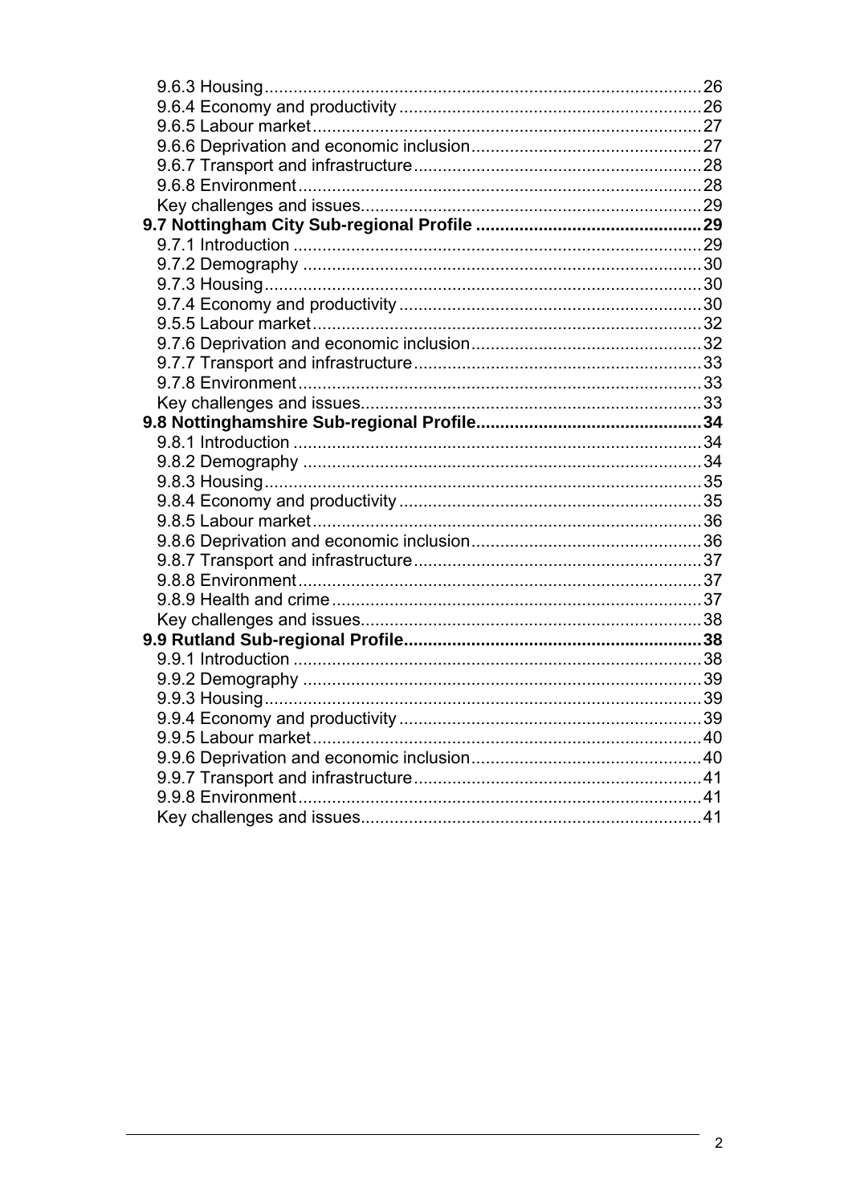9.6.3 Housing....................................................................................26
9.6.4 Economy and productivity..............................................................26
9.6.5 Labour market...............................................................................27
9.6.6 Deprivation and economic inclusion................................................27
9.6.7 Transport and infrastructure...........................................................28
9.6.8 Environment..................................................................................28
Key challenges and issues....................................................................29

**9.7 Nottingham City Sub-regional Profile ..............................................29**

9.7.1 Introduction ..................................................................................29
9.7.2 Demography .................................................................................30
9.7.3 Housing.........................................................................................30
9.7.4 Economy and productivity..............................................................30
9.5.5 Labour market...............................................................................32
9.7.6 Deprivation and economic inclusion................................................32
9.7.7 Transport and infrastructure...........................................................33
9.7.8 Environment..................................................................................33
Key challenges and issues....................................................................33

**9.8 Nottinghamshire Sub-regional Profile...............................................34**

9.8.1 Introduction ..................................................................................34
9.8.2 Demography .................................................................................34
9.8.3 Housing.........................................................................................35
9.8.4 Economy and productivity..............................................................35
9.8.5 Labour market...............................................................................36
9.8.6 Deprivation and economic inclusion................................................36
9.8.7 Transport and infrastructure...........................................................37
9.8.8 Environment..................................................................................37
9.8.9 Health and crime...........................................................................37
Key challenges and issues....................................................................38

**9.9 Rutland Sub-regional Profile.............................................................38**

9.9.1 Introduction ..................................................................................38
9.9.2 Demography .................................................................................39
9.9.3 Housing.........................................................................................39
9.9.4 Economy and productivity..............................................................39
9.9.5 Labour market...............................................................................40
9.9.6 Deprivation and economic inclusion................................................40
9.9.7 Transport and infrastructure...........................................................41
9.9.8 Environment..................................................................................41
Key challenges and issues....................................................................41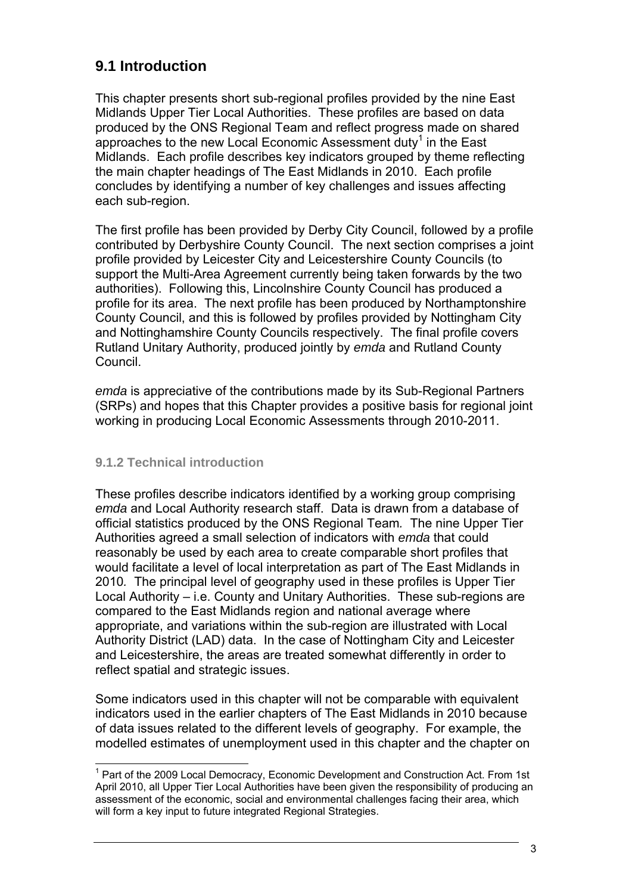## 9.1 Introduction

This chapter presents short sub-regional profiles provided by the nine East Midlands Upper Tier Local Authorities. These profiles are based on data produced by the ONS Regional Team and reflect progress made on shared approaches to the new Local Economic Assessment duty[1] in the East Midlands. Each profile describes key indicators grouped by theme reflecting the main chapter headings of The East Midlands in 2010. Each profile concludes by identifying a number of key challenges and issues affecting each sub-region.

The first profile has been provided by Derby City Council, followed by a profile contributed by Derbyshire County Council. The next section comprises a joint profile provided by Leicester City and Leicestershire County Councils (to support the Multi-Area Agreement currently being taken forwards by the two authorities). Following this, Lincolnshire County Council has produced a profile for its area. The next profile has been produced by Northamptonshire County Council, and this is followed by profiles provided by Nottingham City and Nottinghamshire County Councils respectively. The final profile covers Rutland Unitary Authority, produced jointly by *emda* and Rutland County Council.

*emda* is appreciative of the contributions made by its Sub-Regional Partners (SRPs) and hopes that this Chapter provides a positive basis for regional joint working in producing Local Economic Assessments through 2010-2011.

### 9.1.2 Technical introduction

These profiles describe indicators identified by a working group comprising *emda* and Local Authority research staff. Data is drawn from a database of official statistics produced by the ONS Regional Team. The nine Upper Tier Authorities agreed a small selection of indicators with *emda* that could reasonably be used by each area to create comparable short profiles that would facilitate a level of local interpretation as part of The East Midlands in 2010. The principal level of geography used in these profiles is Upper Tier Local Authority – i.e. County and Unitary Authorities. These sub-regions are compared to the East Midlands region and national average where appropriate, and variations within the sub-region are illustrated with Local Authority District (LAD) data. In the case of Nottingham City and Leicester and Leicestershire, the areas are treated somewhat differently in order to reflect spatial and strategic issues.

Some indicators used in this chapter will not be comparable with equivalent indicators used in the earlier chapters of The East Midlands in 2010 because of data issues related to the different levels of geography. For example, the modelled estimates of unemployment used in this chapter and the chapter on

[1] Part of the 2009 Local Democracy, Economic Development and Construction Act. From 1st April 2010, all Upper Tier Local Authorities have been given the responsibility of producing an assessment of the economic, social and environmental challenges facing their area, which will form a key input to future integrated Regional Strategies.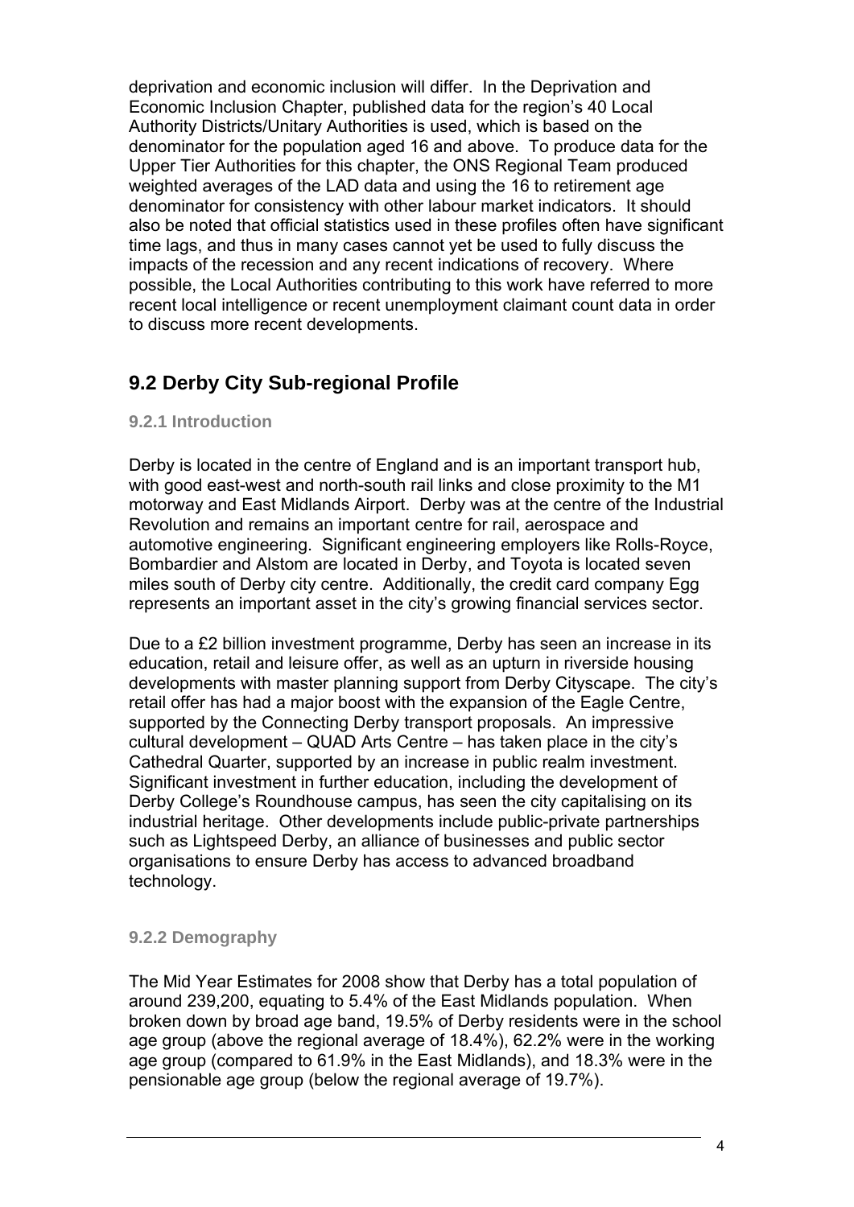deprivation and economic inclusion will differ. In the Deprivation and Economic Inclusion Chapter, published data for the region's 40 Local Authority Districts/Unitary Authorities is used, which is based on the denominator for the population aged 16 and above. To produce data for the Upper Tier Authorities for this chapter, the ONS Regional Team produced weighted averages of the LAD data and using the 16 to retirement age denominator for consistency with other labour market indicators. It should also be noted that official statistics used in these profiles often have significant time lags, and thus in many cases cannot yet be used to fully discuss the impacts of the recession and any recent indications of recovery. Where possible, the Local Authorities contributing to this work have referred to more recent local intelligence or recent unemployment claimant count data in order to discuss more recent developments.

## 9.2 Derby City Sub-regional Profile

### 9.2.1 Introduction

Derby is located in the centre of England and is an important transport hub, with good east-west and north-south rail links and close proximity to the M1 motorway and East Midlands Airport. Derby was at the centre of the Industrial Revolution and remains an important centre for rail, aerospace and automotive engineering. Significant engineering employers like Rolls-Royce, Bombardier and Alstom are located in Derby, and Toyota is located seven miles south of Derby city centre. Additionally, the credit card company Egg represents an important asset in the city's growing financial services sector.

Due to a £2 billion investment programme, Derby has seen an increase in its education, retail and leisure offer, as well as an upturn in riverside housing developments with master planning support from Derby Cityscape. The city's retail offer has had a major boost with the expansion of the Eagle Centre, supported by the Connecting Derby transport proposals. An impressive cultural development – QUAD Arts Centre – has taken place in the city's Cathedral Quarter, supported by an increase in public realm investment. Significant investment in further education, including the development of Derby College's Roundhouse campus, has seen the city capitalising on its industrial heritage. Other developments include public-private partnerships such as Lightspeed Derby, an alliance of businesses and public sector organisations to ensure Derby has access to advanced broadband technology.

### 9.2.2 Demography

The Mid Year Estimates for 2008 show that Derby has a total population of around 239,200, equating to 5.4% of the East Midlands population. When broken down by broad age band, 19.5% of Derby residents were in the school age group (above the regional average of 18.4%), 62.2% were in the working age group (compared to 61.9% in the East Midlands), and 18.3% were in the pensionable age group (below the regional average of 19.7%).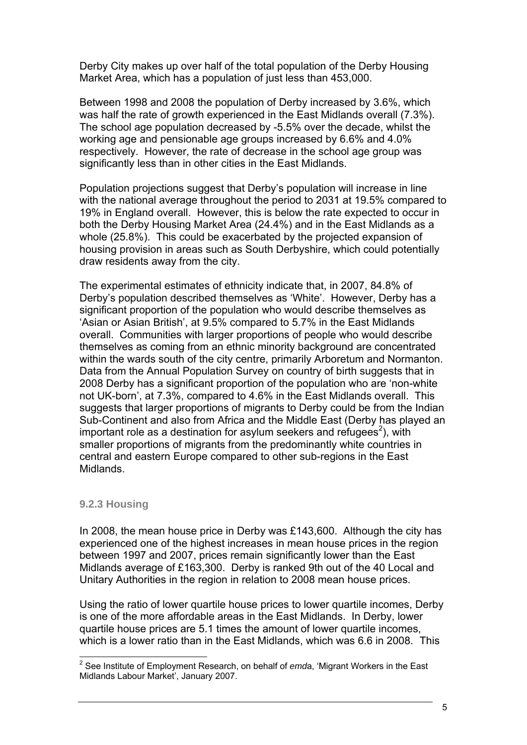Derby City makes up over half of the total population of the Derby Housing Market Area, which has a population of just less than 453,000.

Between 1998 and 2008 the population of Derby increased by 3.6%, which was half the rate of growth experienced in the East Midlands overall (7.3%). The school age population decreased by -5.5% over the decade, whilst the working age and pensionable age groups increased by 6.6% and 4.0% respectively. However, the rate of decrease in the school age group was significantly less than in other cities in the East Midlands.

Population projections suggest that Derby's population will increase in line with the national average throughout the period to 2031 at 19.5% compared to 19% in England overall. However, this is below the rate expected to occur in both the Derby Housing Market Area (24.4%) and in the East Midlands as a whole (25.8%). This could be exacerbated by the projected expansion of housing provision in areas such as South Derbyshire, which could potentially draw residents away from the city.

The experimental estimates of ethnicity indicate that, in 2007, 84.8% of Derby's population described themselves as 'White'. However, Derby has a significant proportion of the population who would describe themselves as 'Asian or Asian British', at 9.5% compared to 5.7% in the East Midlands overall. Communities with larger proportions of people who would describe themselves as coming from an ethnic minority background are concentrated within the wards south of the city centre, primarily Arboretum and Normanton. Data from the Annual Population Survey on country of birth suggests that in 2008 Derby has a significant proportion of the population who are 'non-white not UK-born', at 7.3%, compared to 4.6% in the East Midlands overall. This suggests that larger proportions of migrants to Derby could be from the Indian Sub-Continent and also from Africa and the Middle East (Derby has played an important role as a destination for asylum seekers and refugees[2]), with smaller proportions of migrants from the predominantly white countries in central and eastern Europe compared to other sub-regions in the East Midlands.

### 9.2.3 Housing

In 2008, the mean house price in Derby was £143,600. Although the city has experienced one of the highest increases in mean house prices in the region between 1997 and 2007, prices remain significantly lower than the East Midlands average of £163,300. Derby is ranked 9th out of the 40 Local and Unitary Authorities in the region in relation to 2008 mean house prices.

Using the ratio of lower quartile house prices to lower quartile incomes, Derby is one of the more affordable areas in the East Midlands. In Derby, lower quartile house prices are 5.1 times the amount of lower quartile incomes, which is a lower ratio than in the East Midlands, which was 6.6 in 2008. This

---

[2] See Institute of Employment Research, on behalf of *emda*, 'Migrant Workers in the East Midlands Labour Market', January 2007.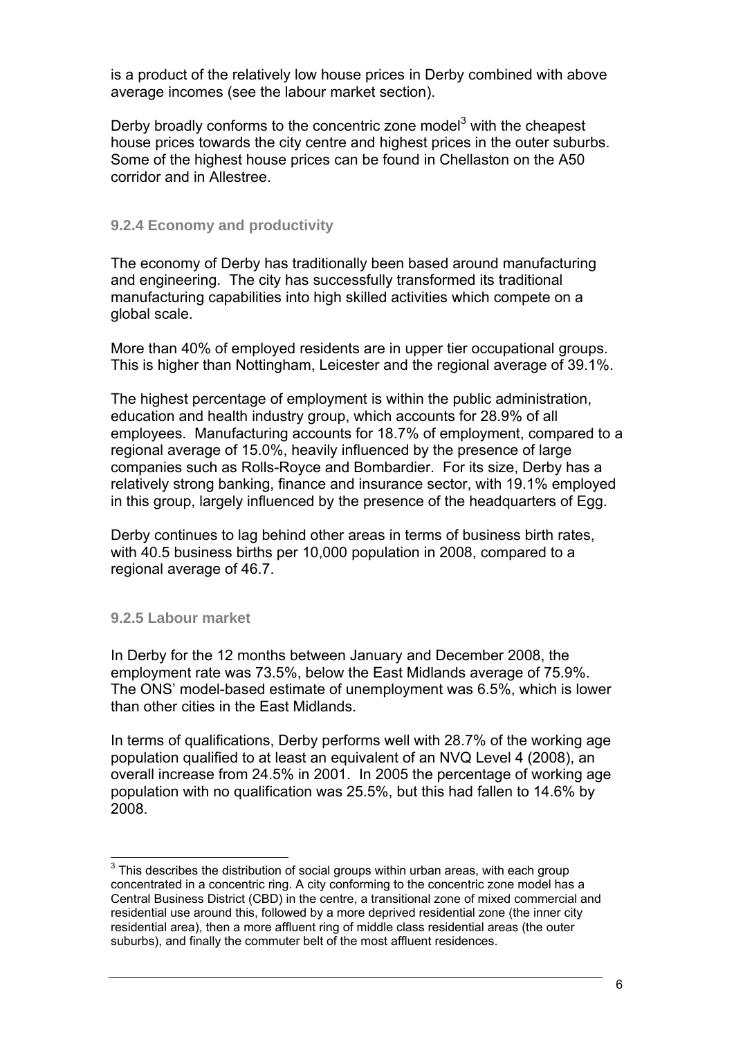is a product of the relatively low house prices in Derby combined with above average incomes (see the labour market section).

Derby broadly conforms to the concentric zone model[3] with the cheapest house prices towards the city centre and highest prices in the outer suburbs. Some of the highest house prices can be found in Chellaston on the A50 corridor and in Allestree.

### 9.2.4 Economy and productivity

The economy of Derby has traditionally been based around manufacturing and engineering. The city has successfully transformed its traditional manufacturing capabilities into high skilled activities which compete on a global scale.

More than 40% of employed residents are in upper tier occupational groups. This is higher than Nottingham, Leicester and the regional average of 39.1%.

The highest percentage of employment is within the public administration, education and health industry group, which accounts for 28.9% of all employees. Manufacturing accounts for 18.7% of employment, compared to a regional average of 15.0%, heavily influenced by the presence of large companies such as Rolls-Royce and Bombardier. For its size, Derby has a relatively strong banking, finance and insurance sector, with 19.1% employed in this group, largely influenced by the presence of the headquarters of Egg.

Derby continues to lag behind other areas in terms of business birth rates, with 40.5 business births per 10,000 population in 2008, compared to a regional average of 46.7.

### 9.2.5 Labour market

In Derby for the 12 months between January and December 2008, the employment rate was 73.5%, below the East Midlands average of 75.9%. The ONS' model-based estimate of unemployment was 6.5%, which is lower than other cities in the East Midlands.

In terms of qualifications, Derby performs well with 28.7% of the working age population qualified to at least an equivalent of an NVQ Level 4 (2008), an overall increase from 24.5% in 2001. In 2005 the percentage of working age population with no qualification was 25.5%, but this had fallen to 14.6% by 2008.

---

[3] This describes the distribution of social groups within urban areas, with each group concentrated in a concentric ring. A city conforming to the concentric zone model has a Central Business District (CBD) in the centre, a transitional zone of mixed commercial and residential use around this, followed by a more deprived residential zone (the inner city residential area), then a more affluent ring of middle class residential areas (the outer suburbs), and finally the commuter belt of the most affluent residences.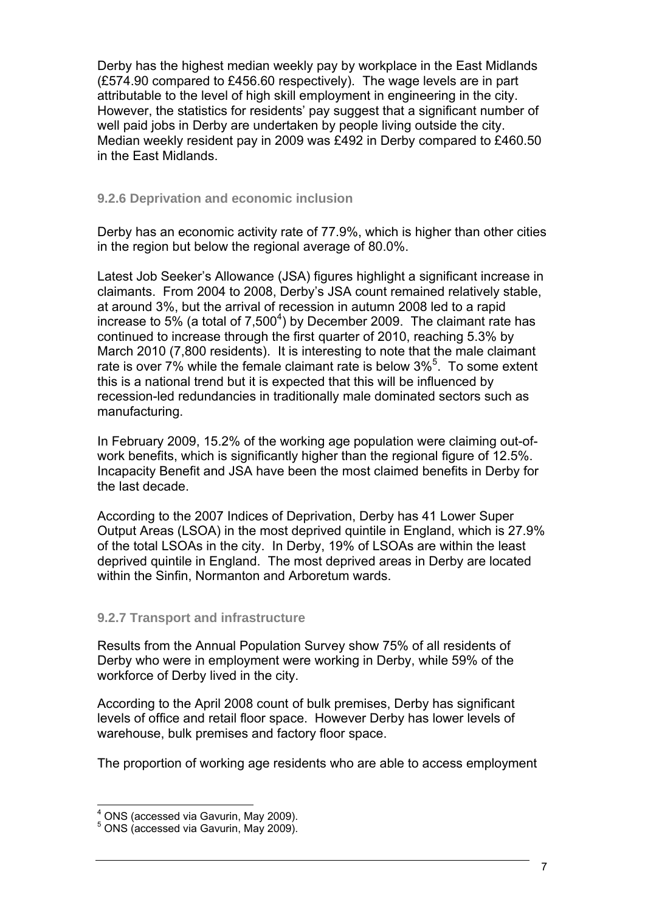Derby has the highest median weekly pay by workplace in the East Midlands (£574.90 compared to £456.60 respectively). The wage levels are in part attributable to the level of high skill employment in engineering in the city. However, the statistics for residents' pay suggest that a significant number of well paid jobs in Derby are undertaken by people living outside the city. Median weekly resident pay in 2009 was £492 in Derby compared to £460.50 in the East Midlands.

### 9.2.6 Deprivation and economic inclusion

Derby has an economic activity rate of 77.9%, which is higher than other cities in the region but below the regional average of 80.0%.

Latest Job Seeker's Allowance (JSA) figures highlight a significant increase in claimants. From 2004 to 2008, Derby's JSA count remained relatively stable, at around 3%, but the arrival of recession in autumn 2008 led to a rapid increase to 5% (a total of 7,500[4]) by December 2009. The claimant rate has continued to increase through the first quarter of 2010, reaching 5.3% by March 2010 (7,800 residents). It is interesting to note that the male claimant rate is over 7% while the female claimant rate is below 3%[5]. To some extent this is a national trend but it is expected that this will be influenced by recession-led redundancies in traditionally male dominated sectors such as manufacturing.

In February 2009, 15.2% of the working age population were claiming out-of-work benefits, which is significantly higher than the regional figure of 12.5%. Incapacity Benefit and JSA have been the most claimed benefits in Derby for the last decade.

According to the 2007 Indices of Deprivation, Derby has 41 Lower Super Output Areas (LSOA) in the most deprived quintile in England, which is 27.9% of the total LSOAs in the city. In Derby, 19% of LSOAs are within the least deprived quintile in England. The most deprived areas in Derby are located within the Sinfin, Normanton and Arboretum wards.

### 9.2.7 Transport and infrastructure

Results from the Annual Population Survey show 75% of all residents of Derby who were in employment were working in Derby, while 59% of the workforce of Derby lived in the city.

According to the April 2008 count of bulk premises, Derby has significant levels of office and retail floor space. However Derby has lower levels of warehouse, bulk premises and factory floor space.

The proportion of working age residents who are able to access employment

---

[4] ONS (accessed via Gavurin, May 2009).

[5] ONS (accessed via Gavurin, May 2009).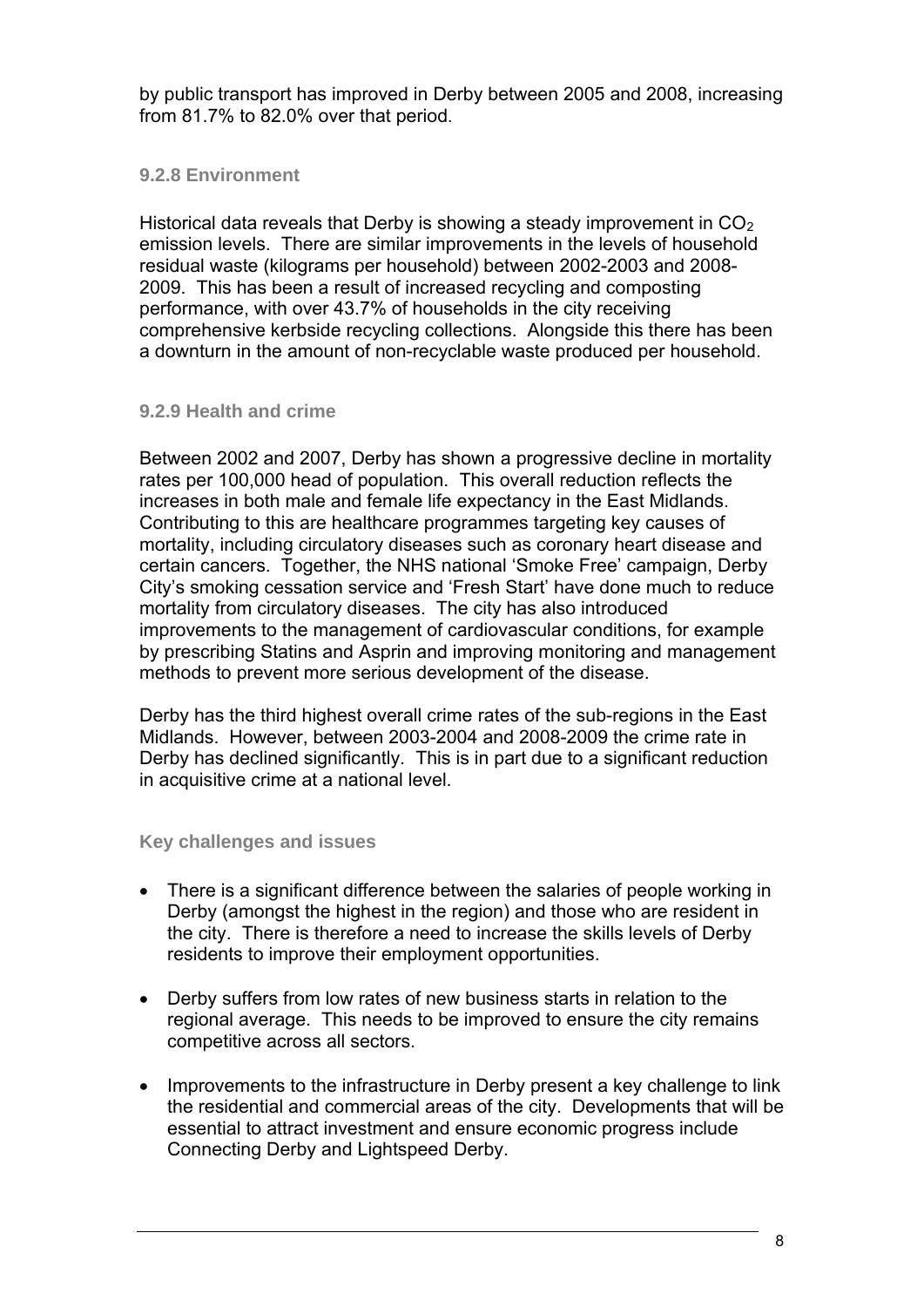by public transport has improved in Derby between 2005 and 2008, increasing from 81.7% to 82.0% over that period.

### 9.2.8 Environment

Historical data reveals that Derby is showing a steady improvement in $CO_2$ emission levels. There are similar improvements in the levels of household residual waste (kilograms per household) between 2002-2003 and 2008-2009. This has been a result of increased recycling and composting performance, with over 43.7% of households in the city receiving comprehensive kerbside recycling collections. Alongside this there has been a downturn in the amount of non-recyclable waste produced per household.

### 9.2.9 Health and crime

Between 2002 and 2007, Derby has shown a progressive decline in mortality rates per 100,000 head of population. This overall reduction reflects the increases in both male and female life expectancy in the East Midlands. Contributing to this are healthcare programmes targeting key causes of mortality, including circulatory diseases such as coronary heart disease and certain cancers. Together, the NHS national 'Smoke Free' campaign, Derby City's smoking cessation service and 'Fresh Start' have done much to reduce mortality from circulatory diseases. The city has also introduced improvements to the management of cardiovascular conditions, for example by prescribing Statins and Asprin and improving monitoring and management methods to prevent more serious development of the disease.

Derby has the third highest overall crime rates of the sub-regions in the East Midlands. However, between 2003-2004 and 2008-2009 the crime rate in Derby has declined significantly. This is in part due to a significant reduction in acquisitive crime at a national level.

### Key challenges and issues

- There is a significant difference between the salaries of people working in Derby (amongst the highest in the region) and those who are resident in the city. There is therefore a need to increase the skills levels of Derby residents to improve their employment opportunities.
- Derby suffers from low rates of new business starts in relation to the regional average. This needs to be improved to ensure the city remains competitive across all sectors.
- Improvements to the infrastructure in Derby present a key challenge to link the residential and commercial areas of the city. Developments that will be essential to attract investment and ensure economic progress include Connecting Derby and Lightspeed Derby.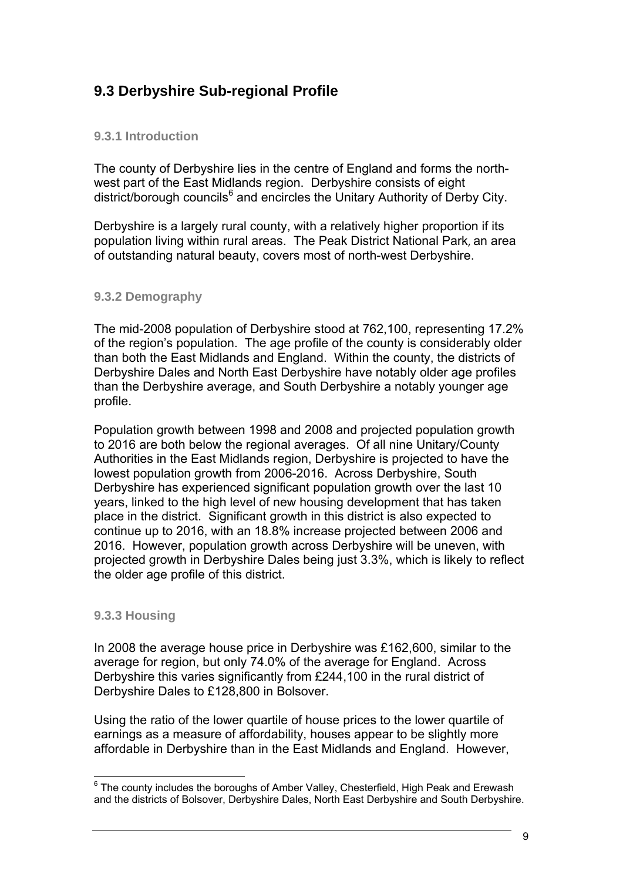## 9.3 Derbyshire Sub-regional Profile

### 9.3.1 Introduction

The county of Derbyshire lies in the centre of England and forms the north-west part of the East Midlands region. Derbyshire consists of eight district/borough councils[6] and encircles the Unitary Authority of Derby City.

Derbyshire is a largely rural county, with a relatively higher proportion if its population living within rural areas. The Peak District National Park*,* an area of outstanding natural beauty, covers most of north-west Derbyshire.

### 9.3.2 Demography

The mid-2008 population of Derbyshire stood at 762,100, representing 17.2% of the region's population. The age profile of the county is considerably older than both the East Midlands and England. Within the county, the districts of Derbyshire Dales and North East Derbyshire have notably older age profiles than the Derbyshire average, and South Derbyshire a notably younger age profile.

Population growth between 1998 and 2008 and projected population growth to 2016 are both below the regional averages. Of all nine Unitary/County Authorities in the East Midlands region, Derbyshire is projected to have the lowest population growth from 2006-2016. Across Derbyshire, South Derbyshire has experienced significant population growth over the last 10 years, linked to the high level of new housing development that has taken place in the district. Significant growth in this district is also expected to continue up to 2016, with an 18.8% increase projected between 2006 and 2016. However, population growth across Derbyshire will be uneven, with projected growth in Derbyshire Dales being just 3.3%, which is likely to reflect the older age profile of this district.

### 9.3.3 Housing

In 2008 the average house price in Derbyshire was £162,600, similar to the average for region, but only 74.0% of the average for England. Across Derbyshire this varies significantly from £244,100 in the rural district of Derbyshire Dales to £128,800 in Bolsover.

Using the ratio of the lower quartile of house prices to the lower quartile of earnings as a measure of affordability, houses appear to be slightly more affordable in Derbyshire than in the East Midlands and England. However,

[6] The county includes the boroughs of Amber Valley, Chesterfield, High Peak and Erewash and the districts of Bolsover, Derbyshire Dales, North East Derbyshire and South Derbyshire.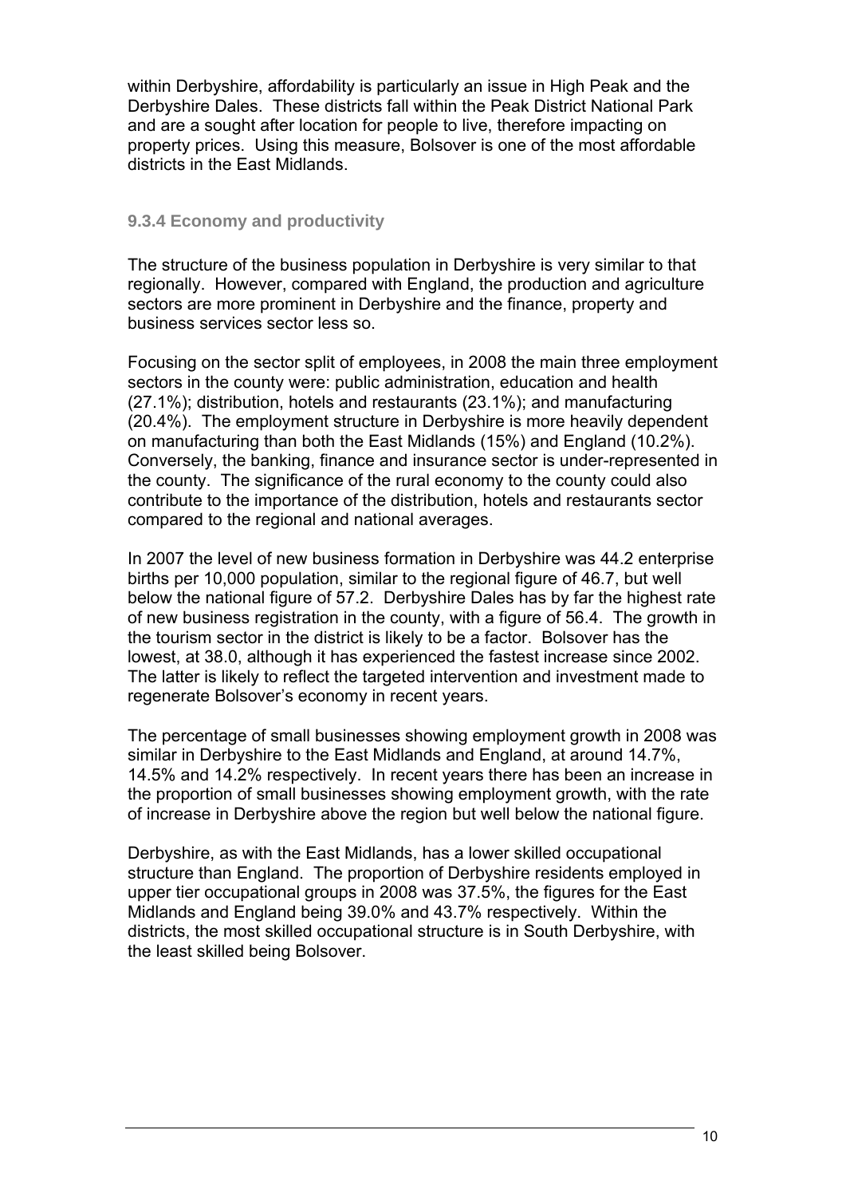within Derbyshire, affordability is particularly an issue in High Peak and the Derbyshire Dales. These districts fall within the Peak District National Park and are a sought after location for people to live, therefore impacting on property prices. Using this measure, Bolsover is one of the most affordable districts in the East Midlands.

### 9.3.4 Economy and productivity

The structure of the business population in Derbyshire is very similar to that regionally. However, compared with England, the production and agriculture sectors are more prominent in Derbyshire and the finance, property and business services sector less so.

Focusing on the sector split of employees, in 2008 the main three employment sectors in the county were: public administration, education and health (27.1%); distribution, hotels and restaurants (23.1%); and manufacturing (20.4%). The employment structure in Derbyshire is more heavily dependent on manufacturing than both the East Midlands (15%) and England (10.2%). Conversely, the banking, finance and insurance sector is under-represented in the county. The significance of the rural economy to the county could also contribute to the importance of the distribution, hotels and restaurants sector compared to the regional and national averages.

In 2007 the level of new business formation in Derbyshire was 44.2 enterprise births per 10,000 population, similar to the regional figure of 46.7, but well below the national figure of 57.2. Derbyshire Dales has by far the highest rate of new business registration in the county, with a figure of 56.4. The growth in the tourism sector in the district is likely to be a factor. Bolsover has the lowest, at 38.0, although it has experienced the fastest increase since 2002. The latter is likely to reflect the targeted intervention and investment made to regenerate Bolsover's economy in recent years.

The percentage of small businesses showing employment growth in 2008 was similar in Derbyshire to the East Midlands and England, at around 14.7%, 14.5% and 14.2% respectively. In recent years there has been an increase in the proportion of small businesses showing employment growth, with the rate of increase in Derbyshire above the region but well below the national figure.

Derbyshire, as with the East Midlands, has a lower skilled occupational structure than England. The proportion of Derbyshire residents employed in upper tier occupational groups in 2008 was 37.5%, the figures for the East Midlands and England being 39.0% and 43.7% respectively. Within the districts, the most skilled occupational structure is in South Derbyshire, with the least skilled being Bolsover.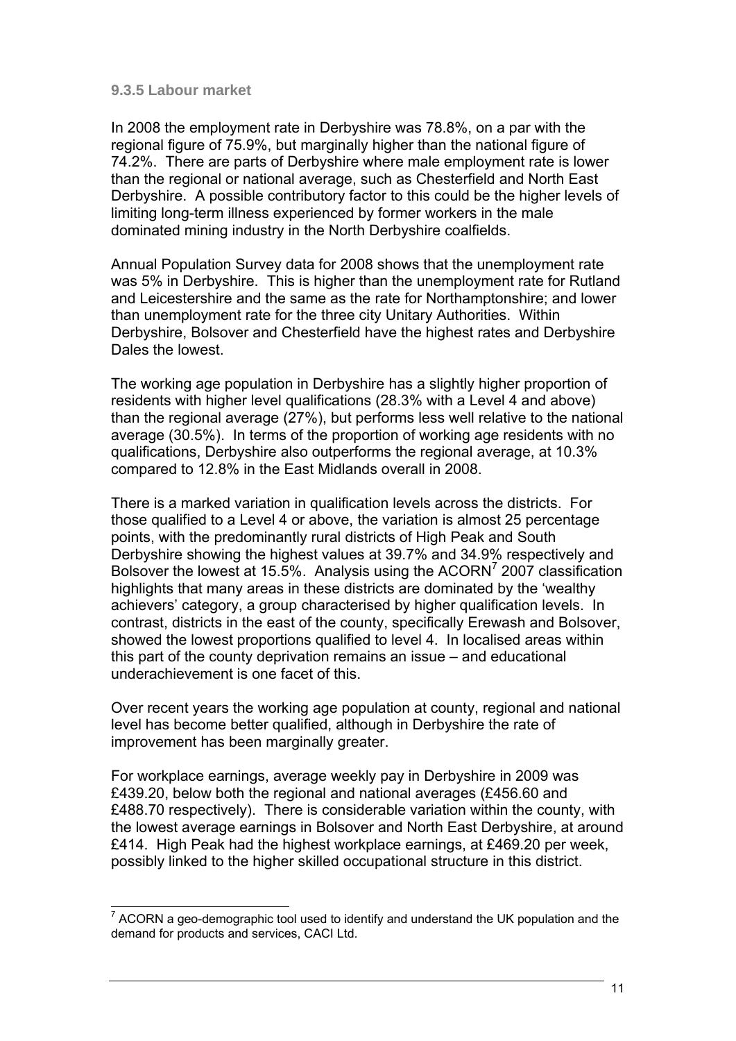### 9.3.5 Labour market

In 2008 the employment rate in Derbyshire was 78.8%, on a par with the regional figure of 75.9%, but marginally higher than the national figure of 74.2%. There are parts of Derbyshire where male employment rate is lower than the regional or national average, such as Chesterfield and North East Derbyshire. A possible contributory factor to this could be the higher levels of limiting long-term illness experienced by former workers in the male dominated mining industry in the North Derbyshire coalfields.

Annual Population Survey data for 2008 shows that the unemployment rate was 5% in Derbyshire. This is higher than the unemployment rate for Rutland and Leicestershire and the same as the rate for Northamptonshire; and lower than unemployment rate for the three city Unitary Authorities. Within Derbyshire, Bolsover and Chesterfield have the highest rates and Derbyshire Dales the lowest.

The working age population in Derbyshire has a slightly higher proportion of residents with higher level qualifications (28.3% with a Level 4 and above) than the regional average (27%), but performs less well relative to the national average (30.5%). In terms of the proportion of working age residents with no qualifications, Derbyshire also outperforms the regional average, at 10.3% compared to 12.8% in the East Midlands overall in 2008.

There is a marked variation in qualification levels across the districts. For those qualified to a Level 4 or above, the variation is almost 25 percentage points, with the predominantly rural districts of High Peak and South Derbyshire showing the highest values at 39.7% and 34.9% respectively and Bolsover the lowest at 15.5%. Analysis using the ACORN[7] 2007 classification highlights that many areas in these districts are dominated by the 'wealthy achievers' category, a group characterised by higher qualification levels. In contrast, districts in the east of the county, specifically Erewash and Bolsover, showed the lowest proportions qualified to level 4. In localised areas within this part of the county deprivation remains an issue – and educational underachievement is one facet of this.

Over recent years the working age population at county, regional and national level has become better qualified, although in Derbyshire the rate of improvement has been marginally greater.

For workplace earnings, average weekly pay in Derbyshire in 2009 was £439.20, below both the regional and national averages (£456.60 and £488.70 respectively). There is considerable variation within the county, with the lowest average earnings in Bolsover and North East Derbyshire, at around £414. High Peak had the highest workplace earnings, at £469.20 per week, possibly linked to the higher skilled occupational structure in this district.

---

[7] ACORN a geo-demographic tool used to identify and understand the UK population and the demand for products and services, CACI Ltd.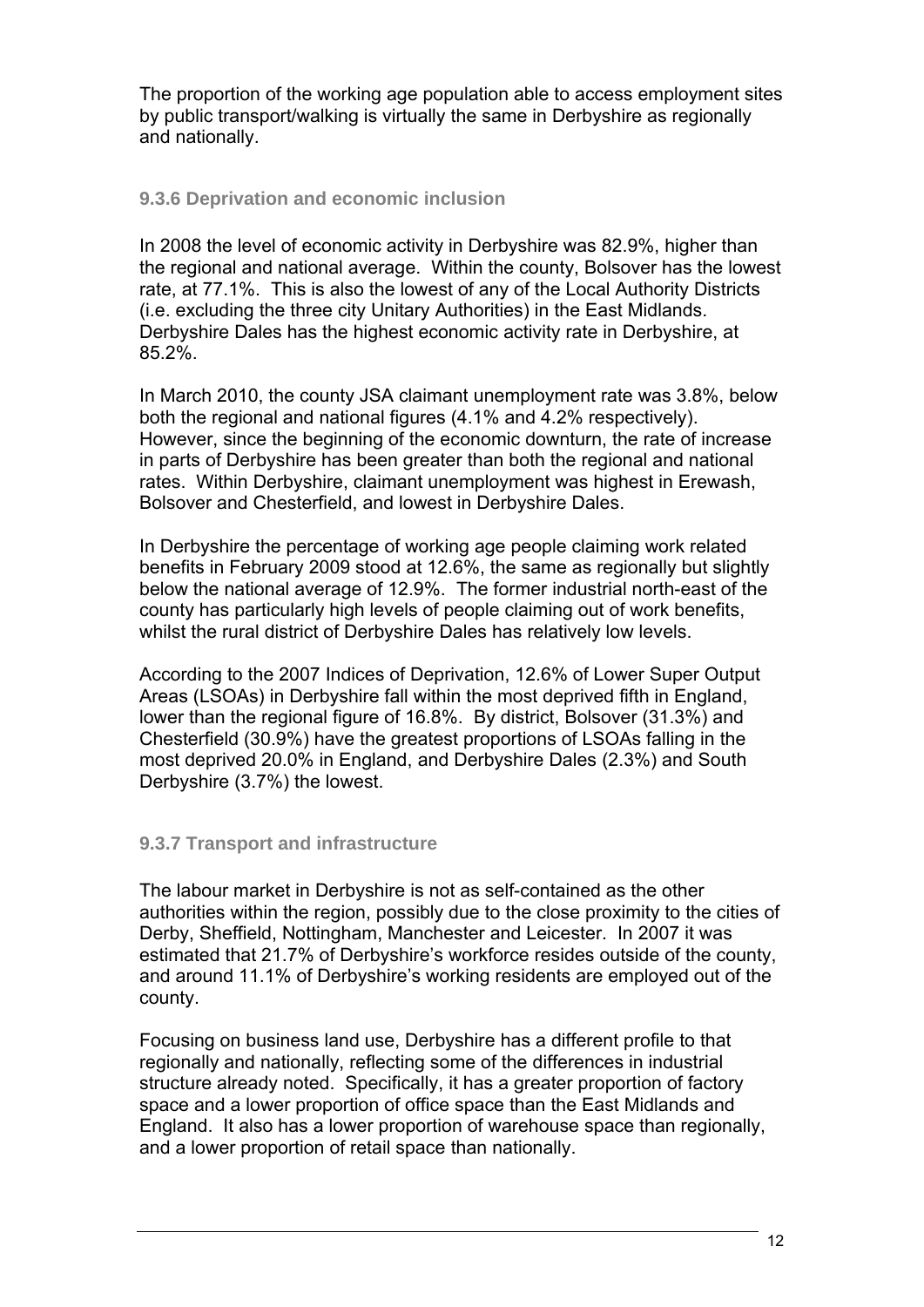The proportion of the working age population able to access employment sites by public transport/walking is virtually the same in Derbyshire as regionally and nationally.

### 9.3.6 Deprivation and economic inclusion

In 2008 the level of economic activity in Derbyshire was 82.9%, higher than the regional and national average. Within the county, Bolsover has the lowest rate, at 77.1%. This is also the lowest of any of the Local Authority Districts (i.e. excluding the three city Unitary Authorities) in the East Midlands. Derbyshire Dales has the highest economic activity rate in Derbyshire, at 85.2%.

In March 2010, the county JSA claimant unemployment rate was 3.8%, below both the regional and national figures (4.1% and 4.2% respectively). However, since the beginning of the economic downturn, the rate of increase in parts of Derbyshire has been greater than both the regional and national rates. Within Derbyshire, claimant unemployment was highest in Erewash, Bolsover and Chesterfield, and lowest in Derbyshire Dales.

In Derbyshire the percentage of working age people claiming work related benefits in February 2009 stood at 12.6%, the same as regionally but slightly below the national average of 12.9%. The former industrial north-east of the county has particularly high levels of people claiming out of work benefits, whilst the rural district of Derbyshire Dales has relatively low levels.

According to the 2007 Indices of Deprivation, 12.6% of Lower Super Output Areas (LSOAs) in Derbyshire fall within the most deprived fifth in England, lower than the regional figure of 16.8%. By district, Bolsover (31.3%) and Chesterfield (30.9%) have the greatest proportions of LSOAs falling in the most deprived 20.0% in England, and Derbyshire Dales (2.3%) and South Derbyshire (3.7%) the lowest.

### 9.3.7 Transport and infrastructure

The labour market in Derbyshire is not as self-contained as the other authorities within the region, possibly due to the close proximity to the cities of Derby, Sheffield, Nottingham, Manchester and Leicester. In 2007 it was estimated that 21.7% of Derbyshire's workforce resides outside of the county, and around 11.1% of Derbyshire's working residents are employed out of the county.

Focusing on business land use, Derbyshire has a different profile to that regionally and nationally, reflecting some of the differences in industrial structure already noted. Specifically, it has a greater proportion of factory space and a lower proportion of office space than the East Midlands and England. It also has a lower proportion of warehouse space than regionally, and a lower proportion of retail space than nationally.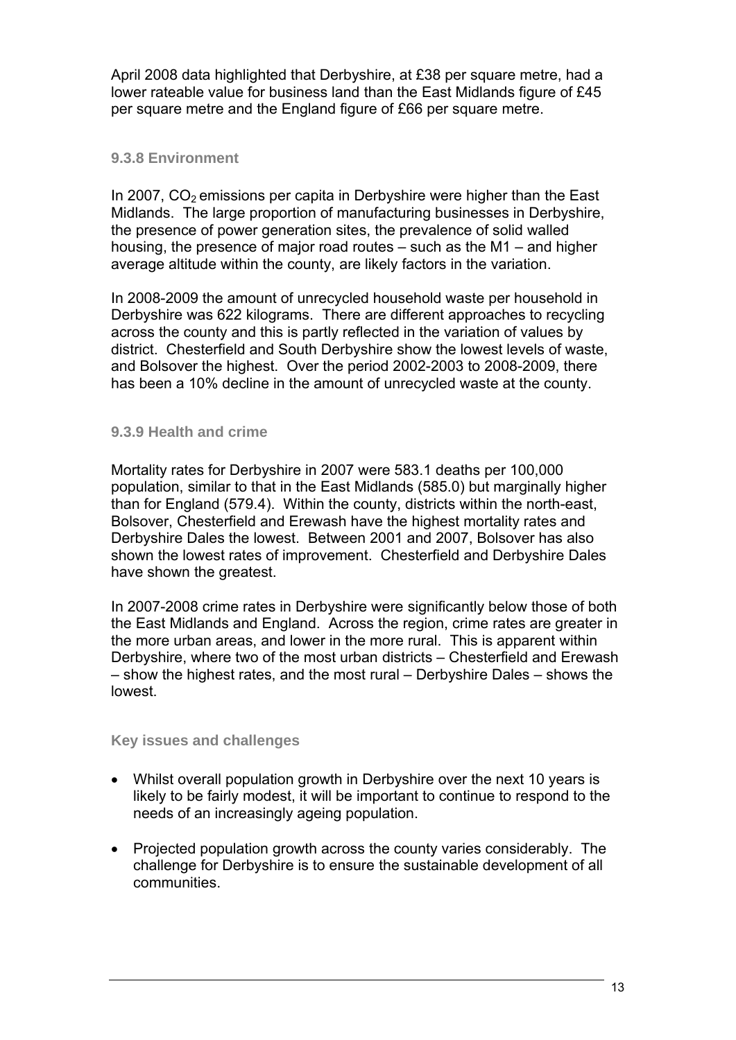April 2008 data highlighted that Derbyshire, at £38 per square metre, had a lower rateable value for business land than the East Midlands figure of £45 per square metre and the England figure of £66 per square metre.

### 9.3.8 Environment

In 2007, $CO_2$ emissions per capita in Derbyshire were higher than the East Midlands. The large proportion of manufacturing businesses in Derbyshire, the presence of power generation sites, the prevalence of solid walled housing, the presence of major road routes – such as the M1 – and higher average altitude within the county, are likely factors in the variation.

In 2008-2009 the amount of unrecycled household waste per household in Derbyshire was 622 kilograms. There are different approaches to recycling across the county and this is partly reflected in the variation of values by district. Chesterfield and South Derbyshire show the lowest levels of waste, and Bolsover the highest. Over the period 2002-2003 to 2008-2009, there has been a 10% decline in the amount of unrecycled waste at the county.

### 9.3.9 Health and crime

Mortality rates for Derbyshire in 2007 were 583.1 deaths per 100,000 population, similar to that in the East Midlands (585.0) but marginally higher than for England (579.4). Within the county, districts within the north-east, Bolsover, Chesterfield and Erewash have the highest mortality rates and Derbyshire Dales the lowest. Between 2001 and 2007, Bolsover has also shown the lowest rates of improvement. Chesterfield and Derbyshire Dales have shown the greatest.

In 2007-2008 crime rates in Derbyshire were significantly below those of both the East Midlands and England. Across the region, crime rates are greater in the more urban areas, and lower in the more rural. This is apparent within Derbyshire, where two of the most urban districts – Chesterfield and Erewash – show the highest rates, and the most rural – Derbyshire Dales – shows the lowest.

### Key issues and challenges

- Whilst overall population growth in Derbyshire over the next 10 years is likely to be fairly modest, it will be important to continue to respond to the needs of an increasingly ageing population.
- Projected population growth across the county varies considerably. The challenge for Derbyshire is to ensure the sustainable development of all communities.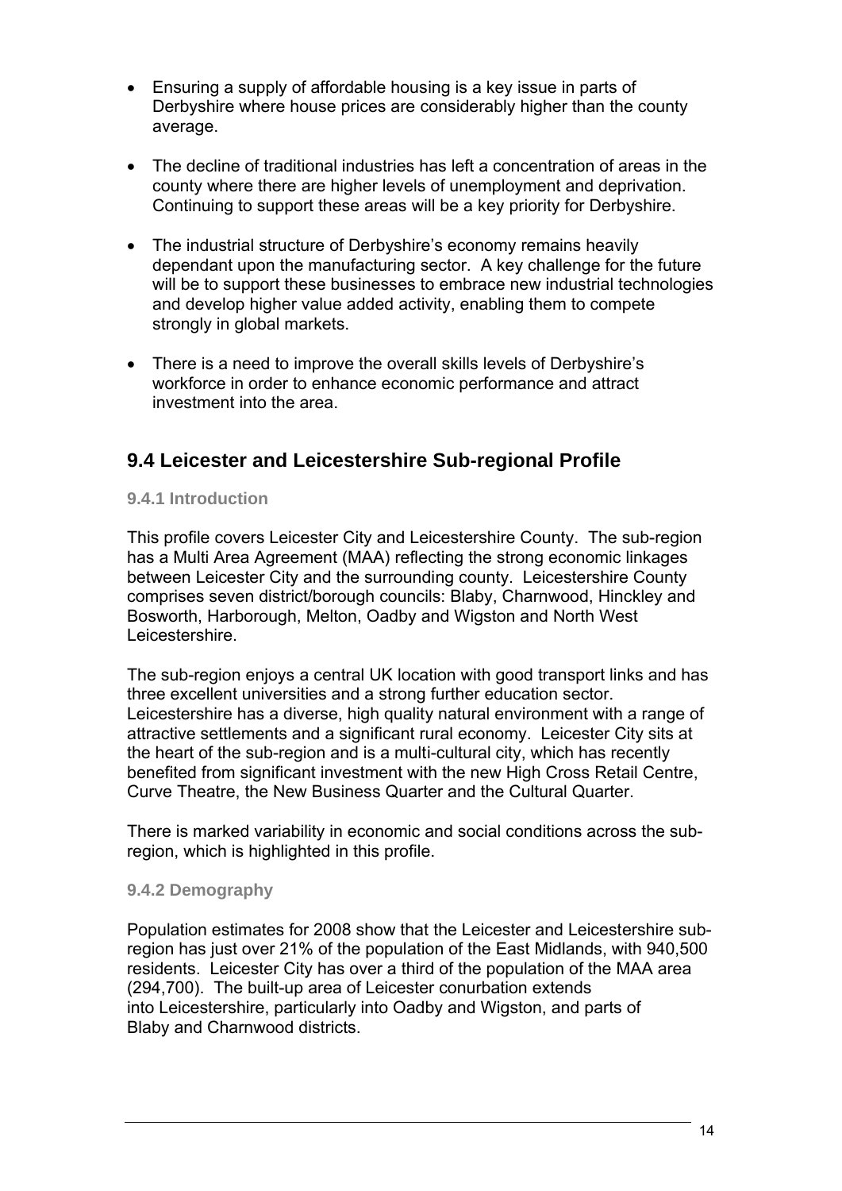- Ensuring a supply of affordable housing is a key issue in parts of Derbyshire where house prices are considerably higher than the county average.

- The decline of traditional industries has left a concentration of areas in the county where there are higher levels of unemployment and deprivation. Continuing to support these areas will be a key priority for Derbyshire.

- The industrial structure of Derbyshire's economy remains heavily dependant upon the manufacturing sector. A key challenge for the future will be to support these businesses to embrace new industrial technologies and develop higher value added activity, enabling them to compete strongly in global markets.

- There is a need to improve the overall skills levels of Derbyshire's workforce in order to enhance economic performance and attract investment into the area.

## 9.4 Leicester and Leicestershire Sub-regional Profile

### 9.4.1 Introduction

This profile covers Leicester City and Leicestershire County. The sub-region has a Multi Area Agreement (MAA) reflecting the strong economic linkages between Leicester City and the surrounding county. Leicestershire County comprises seven district/borough councils: Blaby, Charnwood, Hinckley and Bosworth, Harborough, Melton, Oadby and Wigston and North West Leicestershire.

The sub-region enjoys a central UK location with good transport links and has three excellent universities and a strong further education sector. Leicestershire has a diverse, high quality natural environment with a range of attractive settlements and a significant rural economy. Leicester City sits at the heart of the sub-region and is a multi-cultural city, which has recently benefited from significant investment with the new High Cross Retail Centre, Curve Theatre, the New Business Quarter and the Cultural Quarter.

There is marked variability in economic and social conditions across the sub-region, which is highlighted in this profile.

### 9.4.2 Demography

Population estimates for 2008 show that the Leicester and Leicestershire sub-region has just over 21% of the population of the East Midlands, with 940,500 residents. Leicester City has over a third of the population of the MAA area (294,700). The built-up area of Leicester conurbation extends into Leicestershire, particularly into Oadby and Wigston, and parts of Blaby and Charnwood districts.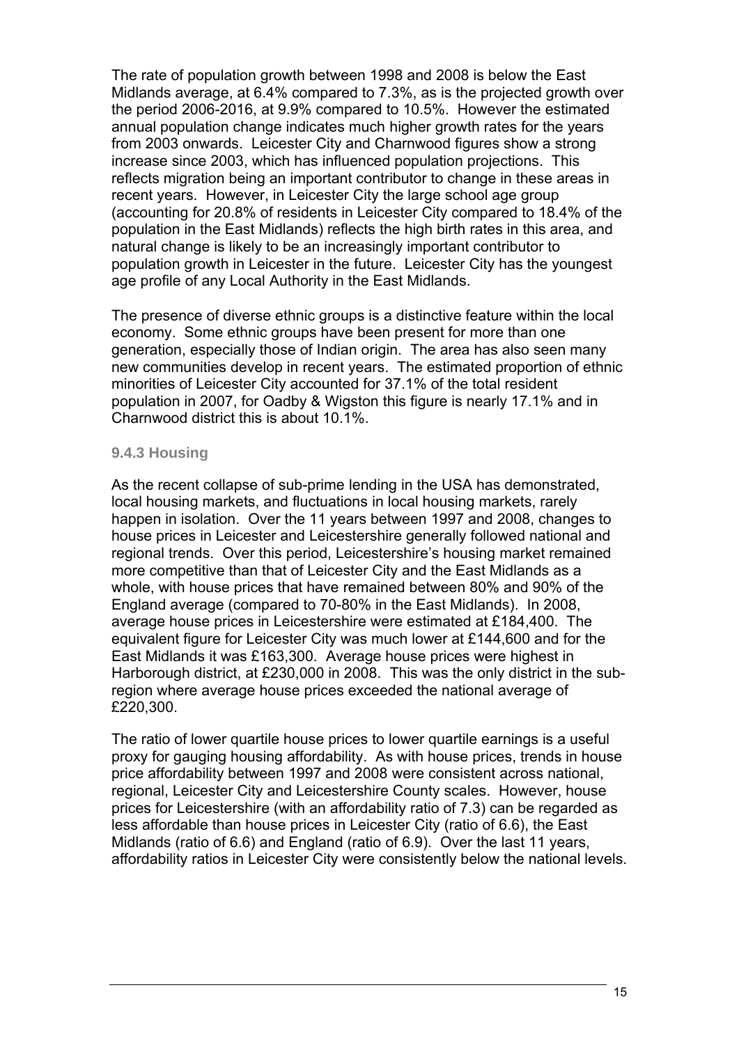The rate of population growth between 1998 and 2008 is below the East Midlands average, at 6.4% compared to 7.3%, as is the projected growth over the period 2006-2016, at 9.9% compared to 10.5%. However the estimated annual population change indicates much higher growth rates for the years from 2003 onwards. Leicester City and Charnwood figures show a strong increase since 2003, which has influenced population projections. This reflects migration being an important contributor to change in these areas in recent years. However, in Leicester City the large school age group (accounting for 20.8% of residents in Leicester City compared to 18.4% of the population in the East Midlands) reflects the high birth rates in this area, and natural change is likely to be an increasingly important contributor to population growth in Leicester in the future. Leicester City has the youngest age profile of any Local Authority in the East Midlands.

The presence of diverse ethnic groups is a distinctive feature within the local economy. Some ethnic groups have been present for more than one generation, especially those of Indian origin. The area has also seen many new communities develop in recent years. The estimated proportion of ethnic minorities of Leicester City accounted for 37.1% of the total resident population in 2007, for Oadby & Wigston this figure is nearly 17.1% and in Charnwood district this is about 10.1%.

### 9.4.3 Housing

As the recent collapse of sub-prime lending in the USA has demonstrated, local housing markets, and fluctuations in local housing markets, rarely happen in isolation. Over the 11 years between 1997 and 2008, changes to house prices in Leicester and Leicestershire generally followed national and regional trends. Over this period, Leicestershire's housing market remained more competitive than that of Leicester City and the East Midlands as a whole, with house prices that have remained between 80% and 90% of the England average (compared to 70-80% in the East Midlands). In 2008, average house prices in Leicestershire were estimated at £184,400. The equivalent figure for Leicester City was much lower at £144,600 and for the East Midlands it was £163,300. Average house prices were highest in Harborough district, at £230,000 in 2008. This was the only district in the sub-region where average house prices exceeded the national average of £220,300.

The ratio of lower quartile house prices to lower quartile earnings is a useful proxy for gauging housing affordability. As with house prices, trends in house price affordability between 1997 and 2008 were consistent across national, regional, Leicester City and Leicestershire County scales. However, house prices for Leicestershire (with an affordability ratio of 7.3) can be regarded as less affordable than house prices in Leicester City (ratio of 6.6), the East Midlands (ratio of 6.6) and England (ratio of 6.9). Over the last 11 years, affordability ratios in Leicester City were consistently below the national levels.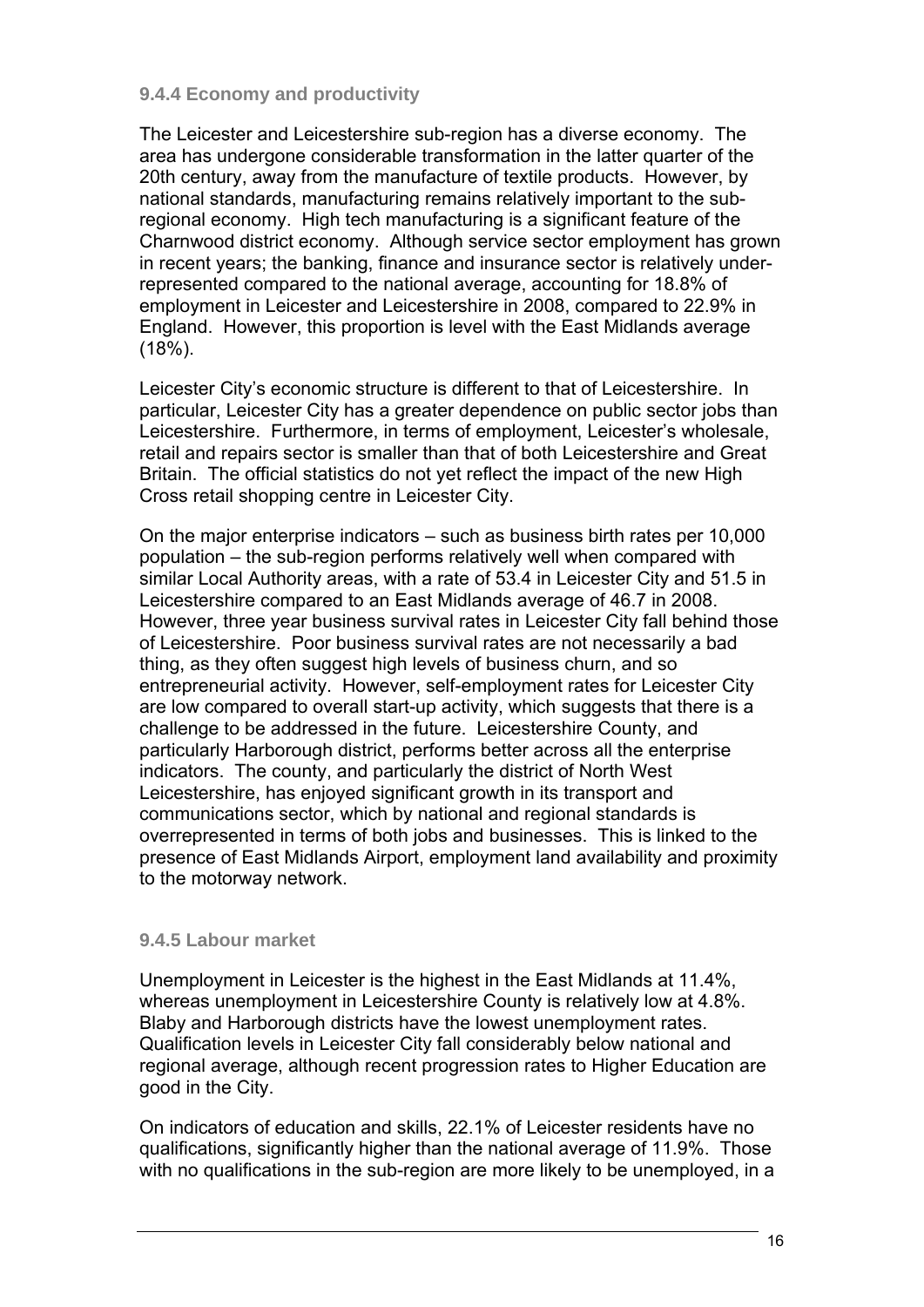#### 9.4.4 Economy and productivity

The Leicester and Leicestershire sub-region has a diverse economy. The area has undergone considerable transformation in the latter quarter of the 20th century, away from the manufacture of textile products. However, by national standards, manufacturing remains relatively important to the sub-regional economy. High tech manufacturing is a significant feature of the Charnwood district economy. Although service sector employment has grown in recent years; the banking, finance and insurance sector is relatively under-represented compared to the national average, accounting for 18.8% of employment in Leicester and Leicestershire in 2008, compared to 22.9% in England. However, this proportion is level with the East Midlands average (18%).

Leicester City's economic structure is different to that of Leicestershire. In particular, Leicester City has a greater dependence on public sector jobs than Leicestershire. Furthermore, in terms of employment, Leicester's wholesale, retail and repairs sector is smaller than that of both Leicestershire and Great Britain. The official statistics do not yet reflect the impact of the new High Cross retail shopping centre in Leicester City.

On the major enterprise indicators – such as business birth rates per 10,000 population – the sub-region performs relatively well when compared with similar Local Authority areas, with a rate of 53.4 in Leicester City and 51.5 in Leicestershire compared to an East Midlands average of 46.7 in 2008. However, three year business survival rates in Leicester City fall behind those of Leicestershire. Poor business survival rates are not necessarily a bad thing, as they often suggest high levels of business churn, and so entrepreneurial activity. However, self-employment rates for Leicester City are low compared to overall start-up activity, which suggests that there is a challenge to be addressed in the future. Leicestershire County, and particularly Harborough district, performs better across all the enterprise indicators. The county, and particularly the district of North West Leicestershire, has enjoyed significant growth in its transport and communications sector, which by national and regional standards is overrepresented in terms of both jobs and businesses. This is linked to the presence of East Midlands Airport, employment land availability and proximity to the motorway network.

#### 9.4.5 Labour market

Unemployment in Leicester is the highest in the East Midlands at 11.4%, whereas unemployment in Leicestershire County is relatively low at 4.8%. Blaby and Harborough districts have the lowest unemployment rates. Qualification levels in Leicester City fall considerably below national and regional average, although recent progression rates to Higher Education are good in the City.

On indicators of education and skills, 22.1% of Leicester residents have no qualifications, significantly higher than the national average of 11.9%. Those with no qualifications in the sub-region are more likely to be unemployed, in a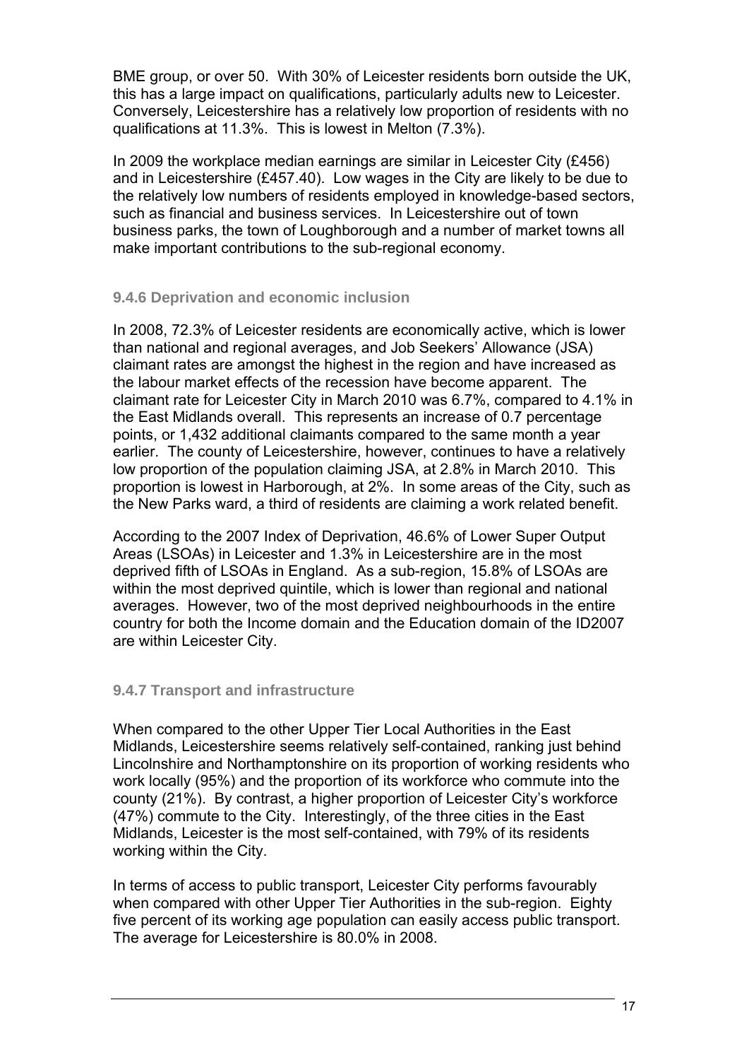BME group, or over 50. With 30% of Leicester residents born outside the UK, this has a large impact on qualifications, particularly adults new to Leicester. Conversely, Leicestershire has a relatively low proportion of residents with no qualifications at 11.3%. This is lowest in Melton (7.3%).

In 2009 the workplace median earnings are similar in Leicester City (£456) and in Leicestershire (£457.40). Low wages in the City are likely to be due to the relatively low numbers of residents employed in knowledge-based sectors, such as financial and business services. In Leicestershire out of town business parks, the town of Loughborough and a number of market towns all make important contributions to the sub-regional economy.

### 9.4.6 Deprivation and economic inclusion

In 2008, 72.3% of Leicester residents are economically active, which is lower than national and regional averages, and Job Seekers' Allowance (JSA) claimant rates are amongst the highest in the region and have increased as the labour market effects of the recession have become apparent. The claimant rate for Leicester City in March 2010 was 6.7%, compared to 4.1% in the East Midlands overall. This represents an increase of 0.7 percentage points, or 1,432 additional claimants compared to the same month a year earlier. The county of Leicestershire, however, continues to have a relatively low proportion of the population claiming JSA, at 2.8% in March 2010. This proportion is lowest in Harborough, at 2%. In some areas of the City, such as the New Parks ward, a third of residents are claiming a work related benefit.

According to the 2007 Index of Deprivation, 46.6% of Lower Super Output Areas (LSOAs) in Leicester and 1.3% in Leicestershire are in the most deprived fifth of LSOAs in England. As a sub-region, 15.8% of LSOAs are within the most deprived quintile, which is lower than regional and national averages. However, two of the most deprived neighbourhoods in the entire country for both the Income domain and the Education domain of the ID2007 are within Leicester City.

### 9.4.7 Transport and infrastructure

When compared to the other Upper Tier Local Authorities in the East Midlands, Leicestershire seems relatively self-contained, ranking just behind Lincolnshire and Northamptonshire on its proportion of working residents who work locally (95%) and the proportion of its workforce who commute into the county (21%). By contrast, a higher proportion of Leicester City's workforce (47%) commute to the City. Interestingly, of the three cities in the East Midlands, Leicester is the most self-contained, with 79% of its residents working within the City.

In terms of access to public transport, Leicester City performs favourably when compared with other Upper Tier Authorities in the sub-region. Eighty five percent of its working age population can easily access public transport. The average for Leicestershire is 80.0% in 2008.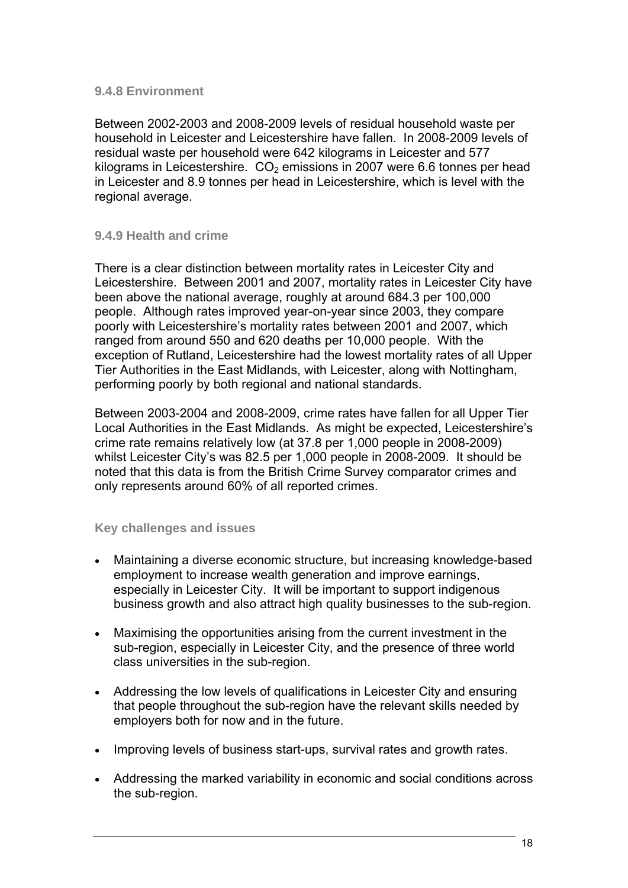#### 9.4.8 Environment

Between 2002-2003 and 2008-2009 levels of residual household waste per household in Leicester and Leicestershire have fallen. In 2008-2009 levels of residual waste per household were 642 kilograms in Leicester and 577 kilograms in Leicestershire. $CO_2$ emissions in 2007 were 6.6 tonnes per head in Leicester and 8.9 tonnes per head in Leicestershire, which is level with the regional average.

#### 9.4.9 Health and crime

There is a clear distinction between mortality rates in Leicester City and Leicestershire. Between 2001 and 2007, mortality rates in Leicester City have been above the national average, roughly at around 684.3 per 100,000 people. Although rates improved year-on-year since 2003, they compare poorly with Leicestershire's mortality rates between 2001 and 2007, which ranged from around 550 and 620 deaths per 10,000 people. With the exception of Rutland, Leicestershire had the lowest mortality rates of all Upper Tier Authorities in the East Midlands, with Leicester, along with Nottingham, performing poorly by both regional and national standards.

Between 2003-2004 and 2008-2009, crime rates have fallen for all Upper Tier Local Authorities in the East Midlands. As might be expected, Leicestershire's crime rate remains relatively low (at 37.8 per 1,000 people in 2008-2009) whilst Leicester City's was 82.5 per 1,000 people in 2008-2009. It should be noted that this data is from the British Crime Survey comparator crimes and only represents around 60% of all reported crimes.

#### Key challenges and issues

- Maintaining a diverse economic structure, but increasing knowledge-based employment to increase wealth generation and improve earnings, especially in Leicester City. It will be important to support indigenous business growth and also attract high quality businesses to the sub-region.
- Maximising the opportunities arising from the current investment in the sub-region, especially in Leicester City, and the presence of three world class universities in the sub-region.
- Addressing the low levels of qualifications in Leicester City and ensuring that people throughout the sub-region have the relevant skills needed by employers both for now and in the future.
- Improving levels of business start-ups, survival rates and growth rates.
- Addressing the marked variability in economic and social conditions across the sub-region.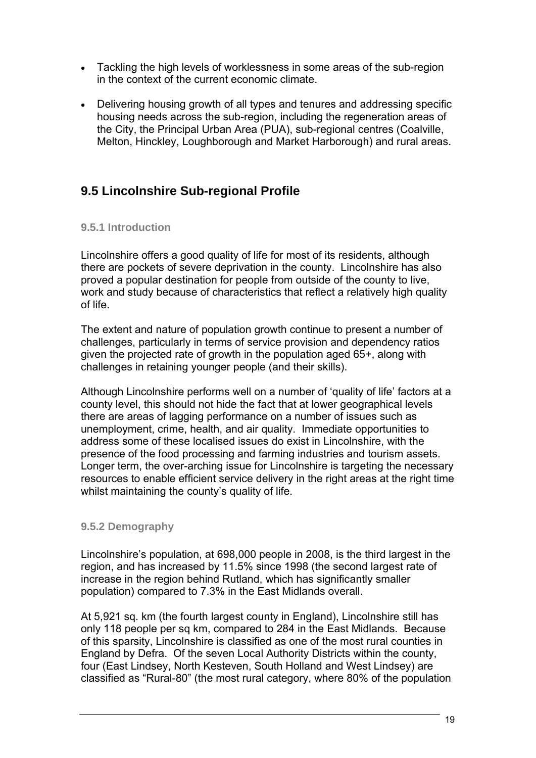- Tackling the high levels of worklessness in some areas of the sub-region in the context of the current economic climate.

- Delivering housing growth of all types and tenures and addressing specific housing needs across the sub-region, including the regeneration areas of the City, the Principal Urban Area (PUA), sub-regional centres (Coalville, Melton, Hinckley, Loughborough and Market Harborough) and rural areas.

## 9.5 Lincolnshire Sub-regional Profile

### 9.5.1 Introduction

Lincolnshire offers a good quality of life for most of its residents, although there are pockets of severe deprivation in the county. Lincolnshire has also proved a popular destination for people from outside of the county to live, work and study because of characteristics that reflect a relatively high quality of life.

The extent and nature of population growth continue to present a number of challenges, particularly in terms of service provision and dependency ratios given the projected rate of growth in the population aged 65+, along with challenges in retaining younger people (and their skills).

Although Lincolnshire performs well on a number of 'quality of life' factors at a county level, this should not hide the fact that at lower geographical levels there are areas of lagging performance on a number of issues such as unemployment, crime, health, and air quality. Immediate opportunities to address some of these localised issues do exist in Lincolnshire, with the presence of the food processing and farming industries and tourism assets. Longer term, the over-arching issue for Lincolnshire is targeting the necessary resources to enable efficient service delivery in the right areas at the right time whilst maintaining the county's quality of life.

### 9.5.2 Demography

Lincolnshire's population, at 698,000 people in 2008, is the third largest in the region, and has increased by 11.5% since 1998 (the second largest rate of increase in the region behind Rutland, which has significantly smaller population) compared to 7.3% in the East Midlands overall.

At 5,921 sq. km (the fourth largest county in England), Lincolnshire still has only 118 people per sq km, compared to 284 in the East Midlands. Because of this sparsity, Lincolnshire is classified as one of the most rural counties in England by Defra. Of the seven Local Authority Districts within the county, four (East Lindsey, North Kesteven, South Holland and West Lindsey) are classified as "Rural-80" (the most rural category, where 80% of the population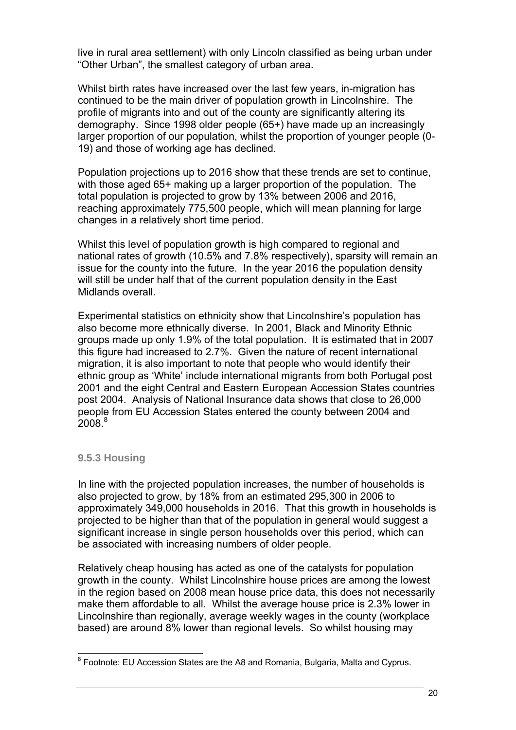live in rural area settlement) with only Lincoln classified as being urban under "Other Urban", the smallest category of urban area.

Whilst birth rates have increased over the last few years, in-migration has continued to be the main driver of population growth in Lincolnshire. The profile of migrants into and out of the county are significantly altering its demography. Since 1998 older people (65+) have made up an increasingly larger proportion of our population, whilst the proportion of younger people (0-19) and those of working age has declined.

Population projections up to 2016 show that these trends are set to continue, with those aged 65+ making up a larger proportion of the population. The total population is projected to grow by 13% between 2006 and 2016, reaching approximately 775,500 people, which will mean planning for large changes in a relatively short time period.

Whilst this level of population growth is high compared to regional and national rates of growth (10.5% and 7.8% respectively), sparsity will remain an issue for the county into the future. In the year 2016 the population density will still be under half that of the current population density in the East Midlands overall.

Experimental statistics on ethnicity show that Lincolnshire's population has also become more ethnically diverse. In 2001, Black and Minority Ethnic groups made up only 1.9% of the total population. It is estimated that in 2007 this figure had increased to 2.7%. Given the nature of recent international migration, it is also important to note that people who would identify their ethnic group as 'White' include international migrants from both Portugal post 2001 and the eight Central and Eastern European Accession States countries post 2004. Analysis of National Insurance data shows that close to 26,000 people from EU Accession States entered the county between 2004 and 2008.[8]

### 9.5.3 Housing

In line with the projected population increases, the number of households is also projected to grow, by 18% from an estimated 295,300 in 2006 to approximately 349,000 households in 2016. That this growth in households is projected to be higher than that of the population in general would suggest a significant increase in single person households over this period, which can be associated with increasing numbers of older people.

Relatively cheap housing has acted as one of the catalysts for population growth in the county. Whilst Lincolnshire house prices are among the lowest in the region based on 2008 mean house price data, this does not necessarily make them affordable to all. Whilst the average house price is 2.3% lower in Lincolnshire than regionally, average weekly wages in the county (workplace based) are around 8% lower than regional levels. So whilst housing may

[8] Footnote: EU Accession States are the A8 and Romania, Bulgaria, Malta and Cyprus.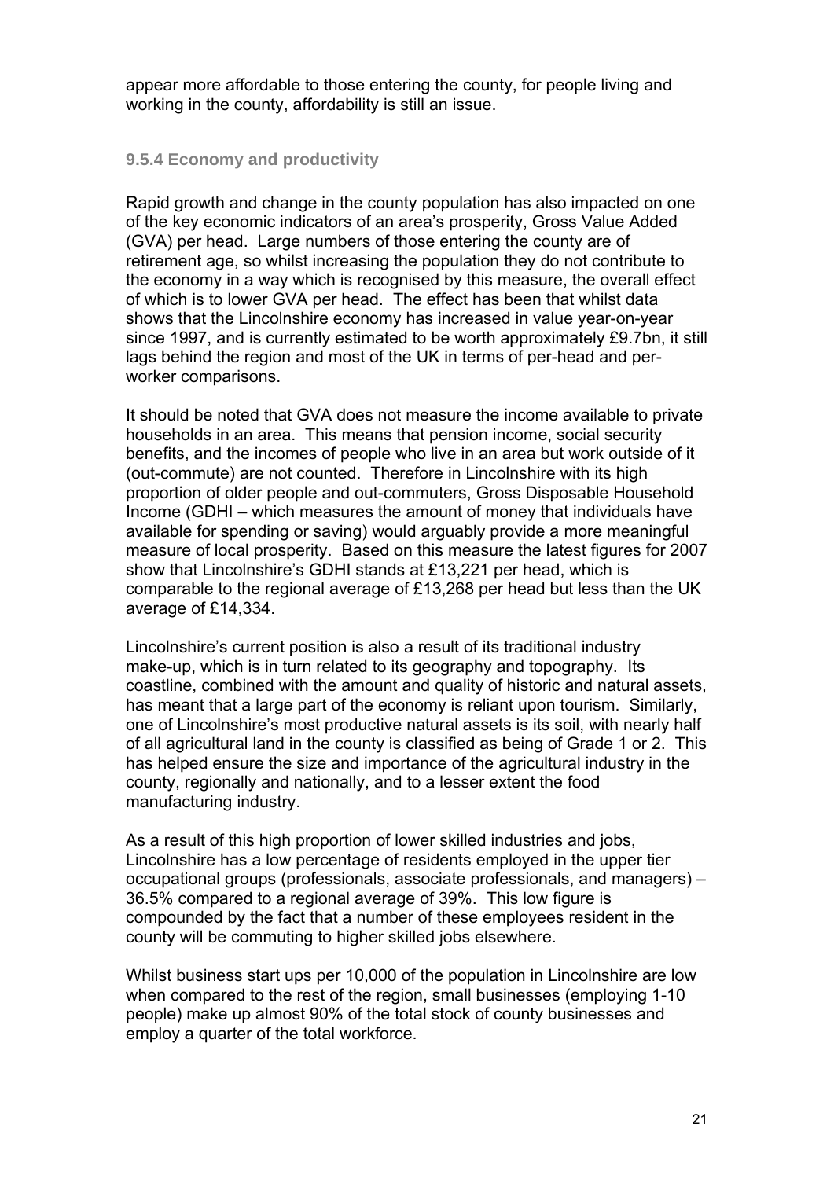appear more affordable to those entering the county, for people living and working in the county, affordability is still an issue.

### 9.5.4 Economy and productivity

Rapid growth and change in the county population has also impacted on one of the key economic indicators of an area's prosperity, Gross Value Added (GVA) per head. Large numbers of those entering the county are of retirement age, so whilst increasing the population they do not contribute to the economy in a way which is recognised by this measure, the overall effect of which is to lower GVA per head. The effect has been that whilst data shows that the Lincolnshire economy has increased in value year-on-year since 1997, and is currently estimated to be worth approximately £9.7bn, it still lags behind the region and most of the UK in terms of per-head and per-worker comparisons.

It should be noted that GVA does not measure the income available to private households in an area. This means that pension income, social security benefits, and the incomes of people who live in an area but work outside of it (out-commute) are not counted. Therefore in Lincolnshire with its high proportion of older people and out-commuters, Gross Disposable Household Income (GDHI – which measures the amount of money that individuals have available for spending or saving) would arguably provide a more meaningful measure of local prosperity. Based on this measure the latest figures for 2007 show that Lincolnshire's GDHI stands at £13,221 per head, which is comparable to the regional average of £13,268 per head but less than the UK average of £14,334.

Lincolnshire's current position is also a result of its traditional industry make-up, which is in turn related to its geography and topography. Its coastline, combined with the amount and quality of historic and natural assets, has meant that a large part of the economy is reliant upon tourism. Similarly, one of Lincolnshire's most productive natural assets is its soil, with nearly half of all agricultural land in the county is classified as being of Grade 1 or 2. This has helped ensure the size and importance of the agricultural industry in the county, regionally and nationally, and to a lesser extent the food manufacturing industry.

As a result of this high proportion of lower skilled industries and jobs, Lincolnshire has a low percentage of residents employed in the upper tier occupational groups (professionals, associate professionals, and managers) – 36.5% compared to a regional average of 39%. This low figure is compounded by the fact that a number of these employees resident in the county will be commuting to higher skilled jobs elsewhere.

Whilst business start ups per 10,000 of the population in Lincolnshire are low when compared to the rest of the region, small businesses (employing 1-10 people) make up almost 90% of the total stock of county businesses and employ a quarter of the total workforce.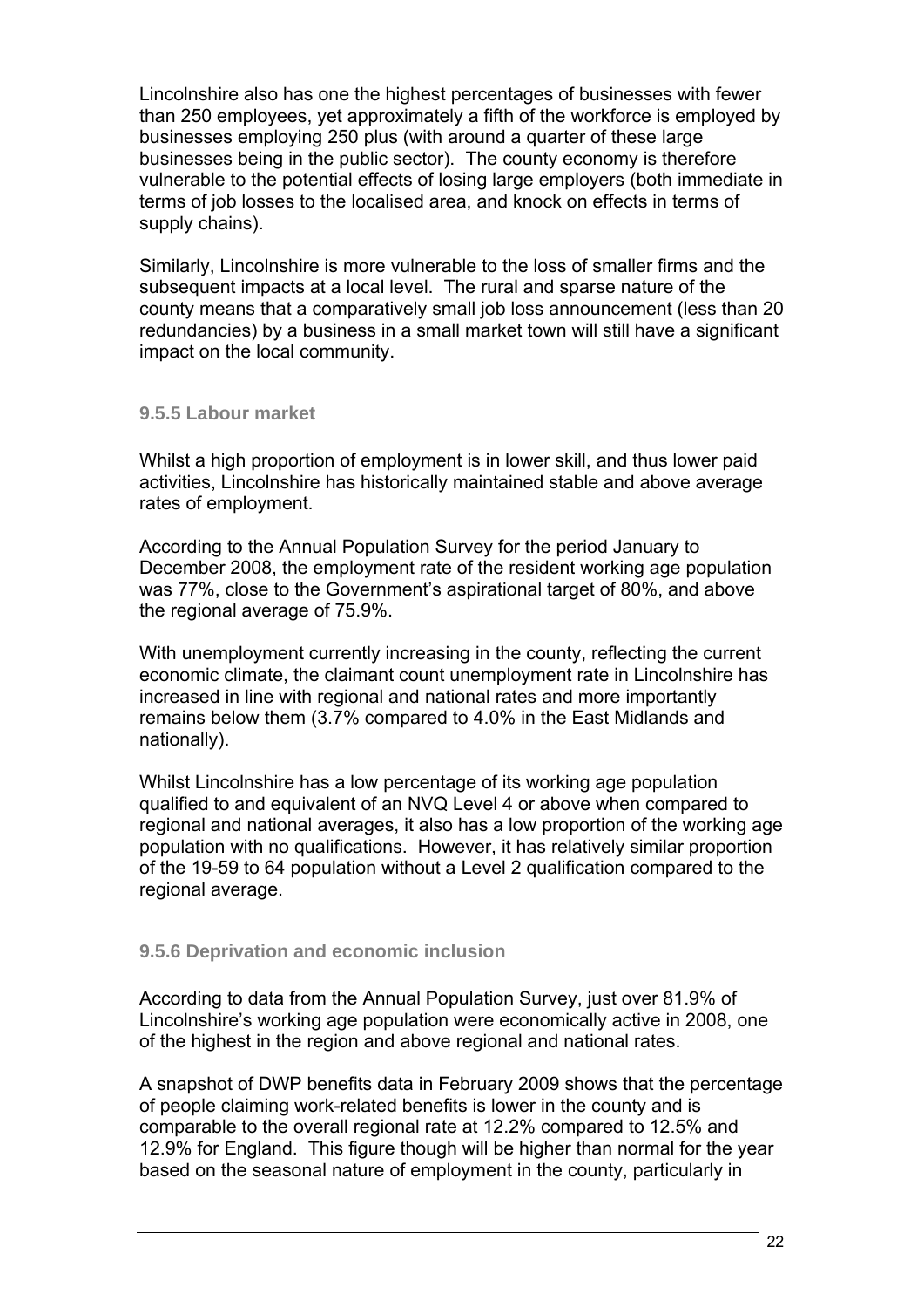Lincolnshire also has one the highest percentages of businesses with fewer than 250 employees, yet approximately a fifth of the workforce is employed by businesses employing 250 plus (with around a quarter of these large businesses being in the public sector). The county economy is therefore vulnerable to the potential effects of losing large employers (both immediate in terms of job losses to the localised area, and knock on effects in terms of supply chains).

Similarly, Lincolnshire is more vulnerable to the loss of smaller firms and the subsequent impacts at a local level. The rural and sparse nature of the county means that a comparatively small job loss announcement (less than 20 redundancies) by a business in a small market town will still have a significant impact on the local community.

### 9.5.5 Labour market

Whilst a high proportion of employment is in lower skill, and thus lower paid activities, Lincolnshire has historically maintained stable and above average rates of employment.

According to the Annual Population Survey for the period January to December 2008, the employment rate of the resident working age population was 77%, close to the Government's aspirational target of 80%, and above the regional average of 75.9%.

With unemployment currently increasing in the county, reflecting the current economic climate, the claimant count unemployment rate in Lincolnshire has increased in line with regional and national rates and more importantly remains below them (3.7% compared to 4.0% in the East Midlands and nationally).

Whilst Lincolnshire has a low percentage of its working age population qualified to and equivalent of an NVQ Level 4 or above when compared to regional and national averages, it also has a low proportion of the working age population with no qualifications. However, it has relatively similar proportion of the 19-59 to 64 population without a Level 2 qualification compared to the regional average.

### 9.5.6 Deprivation and economic inclusion

According to data from the Annual Population Survey, just over 81.9% of Lincolnshire's working age population were economically active in 2008, one of the highest in the region and above regional and national rates.

A snapshot of DWP benefits data in February 2009 shows that the percentage of people claiming work-related benefits is lower in the county and is comparable to the overall regional rate at 12.2% compared to 12.5% and 12.9% for England. This figure though will be higher than normal for the year based on the seasonal nature of employment in the county, particularly in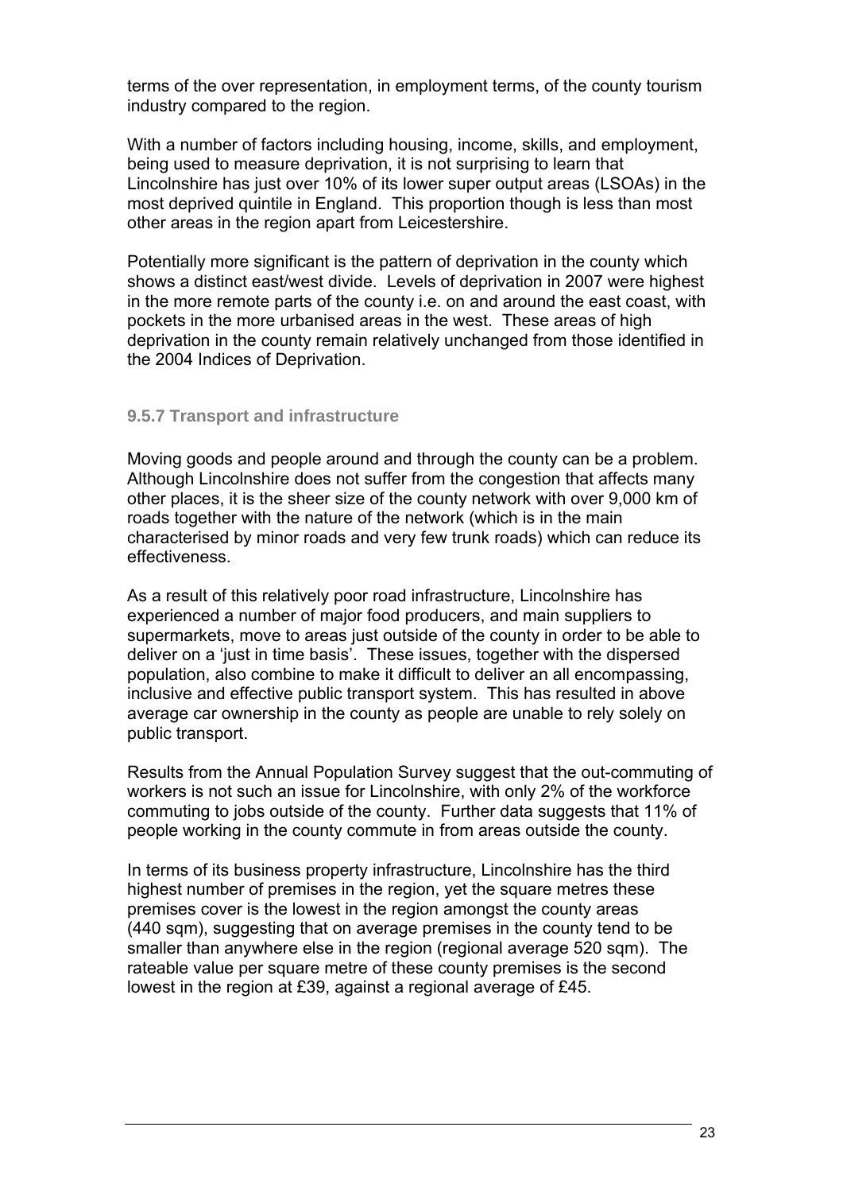terms of the over representation, in employment terms, of the county tourism industry compared to the region.

With a number of factors including housing, income, skills, and employment, being used to measure deprivation, it is not surprising to learn that Lincolnshire has just over 10% of its lower super output areas (LSOAs) in the most deprived quintile in England. This proportion though is less than most other areas in the region apart from Leicestershire.

Potentially more significant is the pattern of deprivation in the county which shows a distinct east/west divide. Levels of deprivation in 2007 were highest in the more remote parts of the county i.e. on and around the east coast, with pockets in the more urbanised areas in the west. These areas of high deprivation in the county remain relatively unchanged from those identified in the 2004 Indices of Deprivation.

### 9.5.7 Transport and infrastructure

Moving goods and people around and through the county can be a problem. Although Lincolnshire does not suffer from the congestion that affects many other places, it is the sheer size of the county network with over 9,000 km of roads together with the nature of the network (which is in the main characterised by minor roads and very few trunk roads) which can reduce its effectiveness.

As a result of this relatively poor road infrastructure, Lincolnshire has experienced a number of major food producers, and main suppliers to supermarkets, move to areas just outside of the county in order to be able to deliver on a 'just in time basis'. These issues, together with the dispersed population, also combine to make it difficult to deliver an all encompassing, inclusive and effective public transport system. This has resulted in above average car ownership in the county as people are unable to rely solely on public transport.

Results from the Annual Population Survey suggest that the out-commuting of workers is not such an issue for Lincolnshire, with only 2% of the workforce commuting to jobs outside of the county. Further data suggests that 11% of people working in the county commute in from areas outside the county.

In terms of its business property infrastructure, Lincolnshire has the third highest number of premises in the region, yet the square metres these premises cover is the lowest in the region amongst the county areas (440 sqm), suggesting that on average premises in the county tend to be smaller than anywhere else in the region (regional average 520 sqm). The rateable value per square metre of these county premises is the second lowest in the region at £39, against a regional average of £45.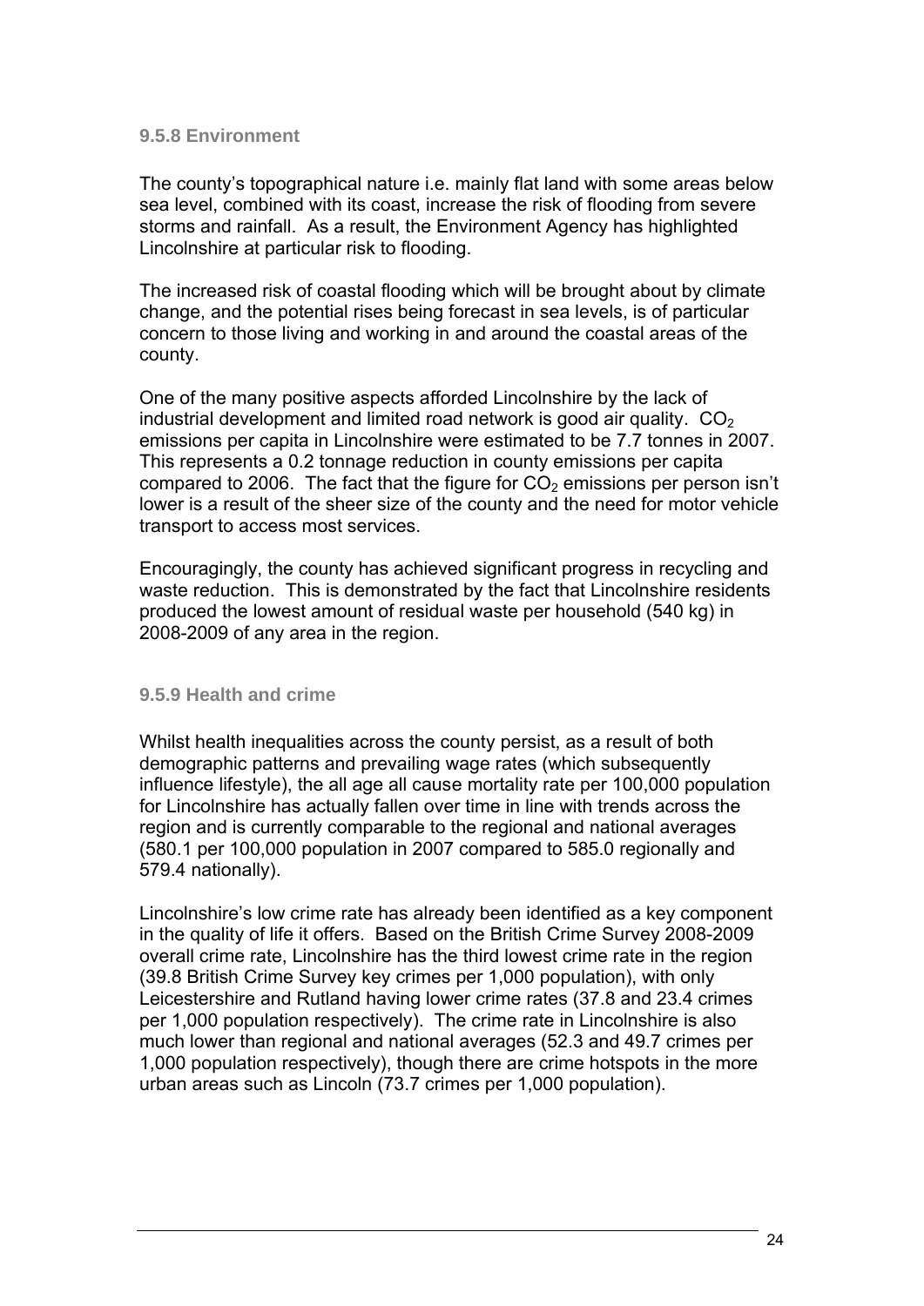#### 9.5.8 Environment

The county's topographical nature i.e. mainly flat land with some areas below sea level, combined with its coast, increase the risk of flooding from severe storms and rainfall. As a result, the Environment Agency has highlighted Lincolnshire at particular risk to flooding.

The increased risk of coastal flooding which will be brought about by climate change, and the potential rises being forecast in sea levels, is of particular concern to those living and working in and around the coastal areas of the county.

One of the many positive aspects afforded Lincolnshire by the lack of industrial development and limited road network is good air quality. $CO_2$ emissions per capita in Lincolnshire were estimated to be 7.7 tonnes in 2007. This represents a 0.2 tonnage reduction in county emissions per capita compared to 2006. The fact that the figure for $CO_2$ emissions per person isn't lower is a result of the sheer size of the county and the need for motor vehicle transport to access most services.

Encouragingly, the county has achieved significant progress in recycling and waste reduction. This is demonstrated by the fact that Lincolnshire residents produced the lowest amount of residual waste per household (540 kg) in 2008-2009 of any area in the region.

#### 9.5.9 Health and crime

Whilst health inequalities across the county persist, as a result of both demographic patterns and prevailing wage rates (which subsequently influence lifestyle), the all age all cause mortality rate per 100,000 population for Lincolnshire has actually fallen over time in line with trends across the region and is currently comparable to the regional and national averages (580.1 per 100,000 population in 2007 compared to 585.0 regionally and 579.4 nationally).

Lincolnshire's low crime rate has already been identified as a key component in the quality of life it offers. Based on the British Crime Survey 2008-2009 overall crime rate, Lincolnshire has the third lowest crime rate in the region (39.8 British Crime Survey key crimes per 1,000 population), with only Leicestershire and Rutland having lower crime rates (37.8 and 23.4 crimes per 1,000 population respectively). The crime rate in Lincolnshire is also much lower than regional and national averages (52.3 and 49.7 crimes per 1,000 population respectively), though there are crime hotspots in the more urban areas such as Lincoln (73.7 crimes per 1,000 population).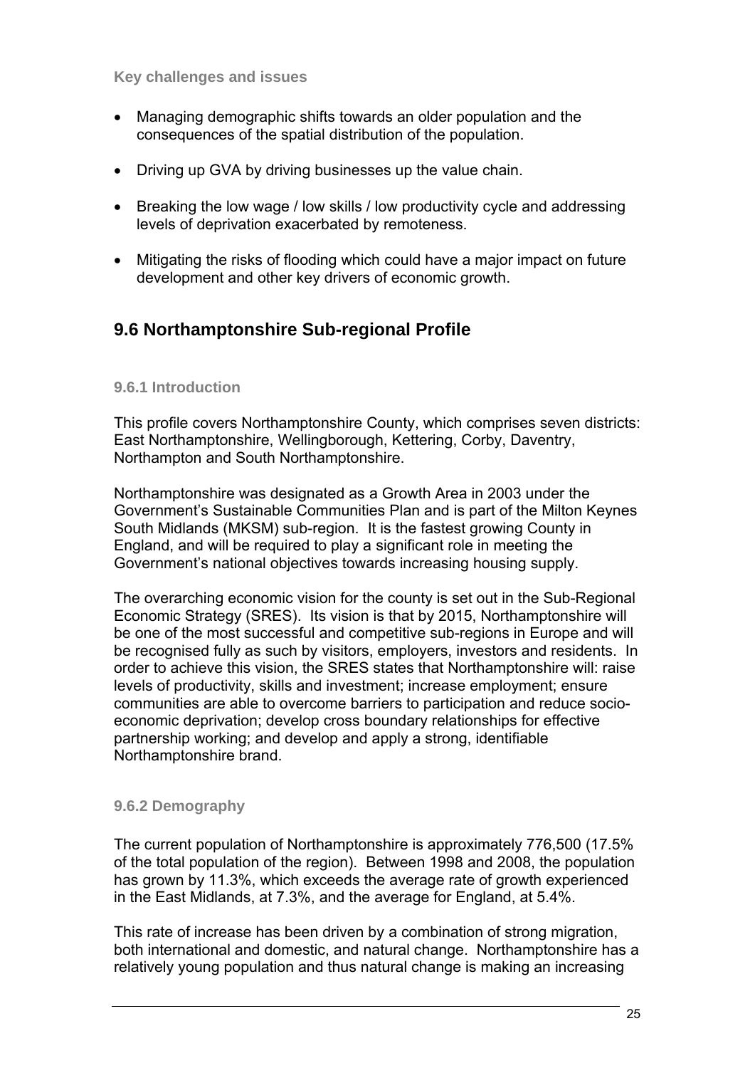**Key challenges and issues**

- Managing demographic shifts towards an older population and the consequences of the spatial distribution of the population.
- Driving up GVA by driving businesses up the value chain.
- Breaking the low wage / low skills / low productivity cycle and addressing levels of deprivation exacerbated by remoteness.
- Mitigating the risks of flooding which could have a major impact on future development and other key drivers of economic growth.

## 9.6 Northamptonshire Sub-regional Profile

### 9.6.1 Introduction

This profile covers Northamptonshire County, which comprises seven districts: East Northamptonshire, Wellingborough, Kettering, Corby, Daventry, Northampton and South Northamptonshire.

Northamptonshire was designated as a Growth Area in 2003 under the Government's Sustainable Communities Plan and is part of the Milton Keynes South Midlands (MKSM) sub-region. It is the fastest growing County in England, and will be required to play a significant role in meeting the Government's national objectives towards increasing housing supply.

The overarching economic vision for the county is set out in the Sub-Regional Economic Strategy (SRES). Its vision is that by 2015, Northamptonshire will be one of the most successful and competitive sub-regions in Europe and will be recognised fully as such by visitors, employers, investors and residents. In order to achieve this vision, the SRES states that Northamptonshire will: raise levels of productivity, skills and investment; increase employment; ensure communities are able to overcome barriers to participation and reduce socio-economic deprivation; develop cross boundary relationships for effective partnership working; and develop and apply a strong, identifiable Northamptonshire brand.

### 9.6.2 Demography

The current population of Northamptonshire is approximately 776,500 (17.5% of the total population of the region). Between 1998 and 2008, the population has grown by 11.3%, which exceeds the average rate of growth experienced in the East Midlands, at 7.3%, and the average for England, at 5.4%.

This rate of increase has been driven by a combination of strong migration, both international and domestic, and natural change. Northamptonshire has a relatively young population and thus natural change is making an increasing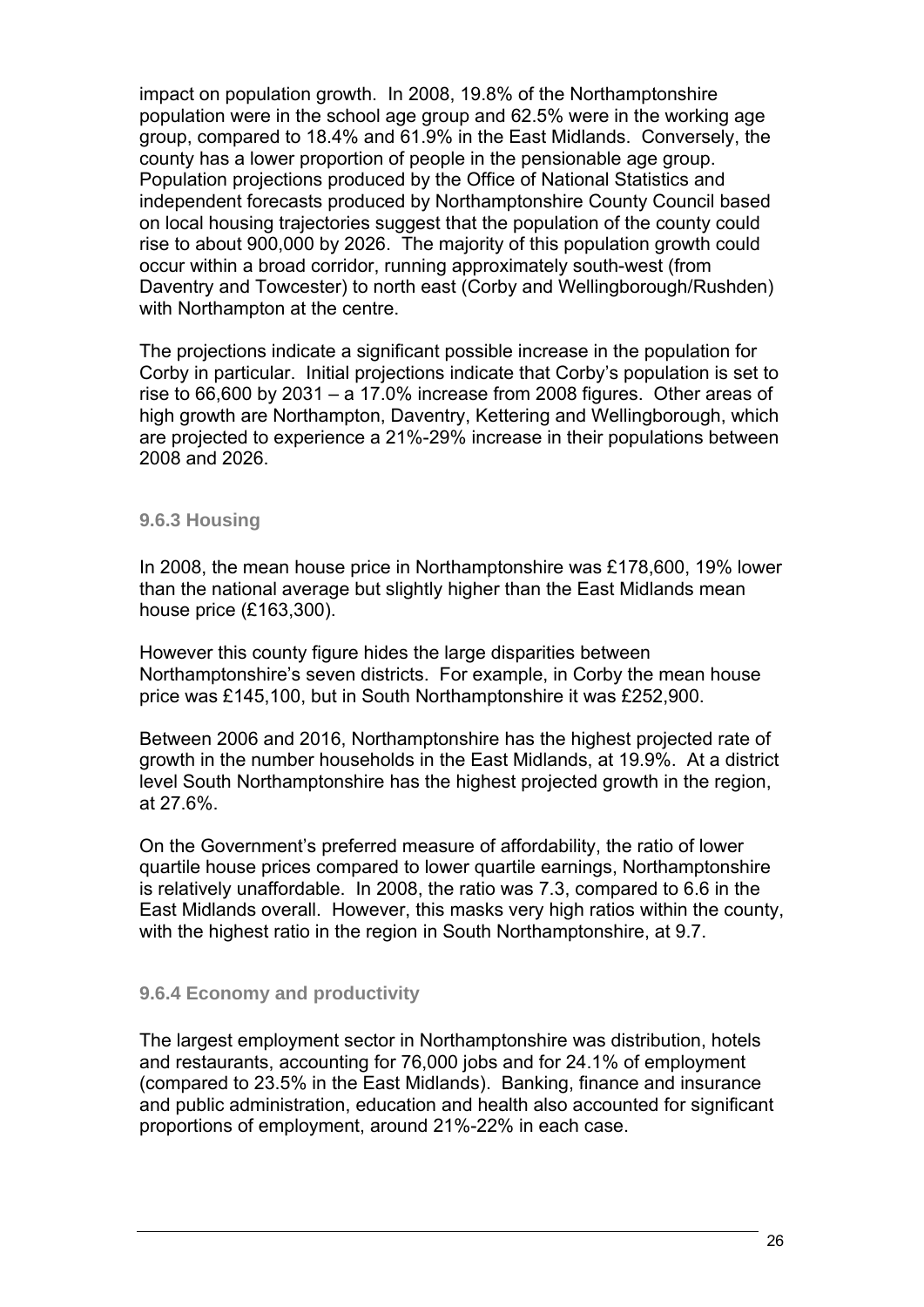impact on population growth. In 2008, 19.8% of the Northamptonshire population were in the school age group and 62.5% were in the working age group, compared to 18.4% and 61.9% in the East Midlands. Conversely, the county has a lower proportion of people in the pensionable age group. Population projections produced by the Office of National Statistics and independent forecasts produced by Northamptonshire County Council based on local housing trajectories suggest that the population of the county could rise to about 900,000 by 2026. The majority of this population growth could occur within a broad corridor, running approximately south-west (from Daventry and Towcester) to north east (Corby and Wellingborough/Rushden) with Northampton at the centre.

The projections indicate a significant possible increase in the population for Corby in particular. Initial projections indicate that Corby's population is set to rise to 66,600 by 2031 – a 17.0% increase from 2008 figures. Other areas of high growth are Northampton, Daventry, Kettering and Wellingborough, which are projected to experience a 21%-29% increase in their populations between 2008 and 2026.

### 9.6.3 Housing

In 2008, the mean house price in Northamptonshire was £178,600, 19% lower than the national average but slightly higher than the East Midlands mean house price (£163,300).

However this county figure hides the large disparities between Northamptonshire's seven districts. For example, in Corby the mean house price was £145,100, but in South Northamptonshire it was £252,900.

Between 2006 and 2016, Northamptonshire has the highest projected rate of growth in the number households in the East Midlands, at 19.9%. At a district level South Northamptonshire has the highest projected growth in the region, at 27.6%.

On the Government's preferred measure of affordability, the ratio of lower quartile house prices compared to lower quartile earnings, Northamptonshire is relatively unaffordable. In 2008, the ratio was 7.3, compared to 6.6 in the East Midlands overall. However, this masks very high ratios within the county, with the highest ratio in the region in South Northamptonshire, at 9.7.

### 9.6.4 Economy and productivity

The largest employment sector in Northamptonshire was distribution, hotels and restaurants, accounting for 76,000 jobs and for 24.1% of employment (compared to 23.5% in the East Midlands). Banking, finance and insurance and public administration, education and health also accounted for significant proportions of employment, around 21%-22% in each case.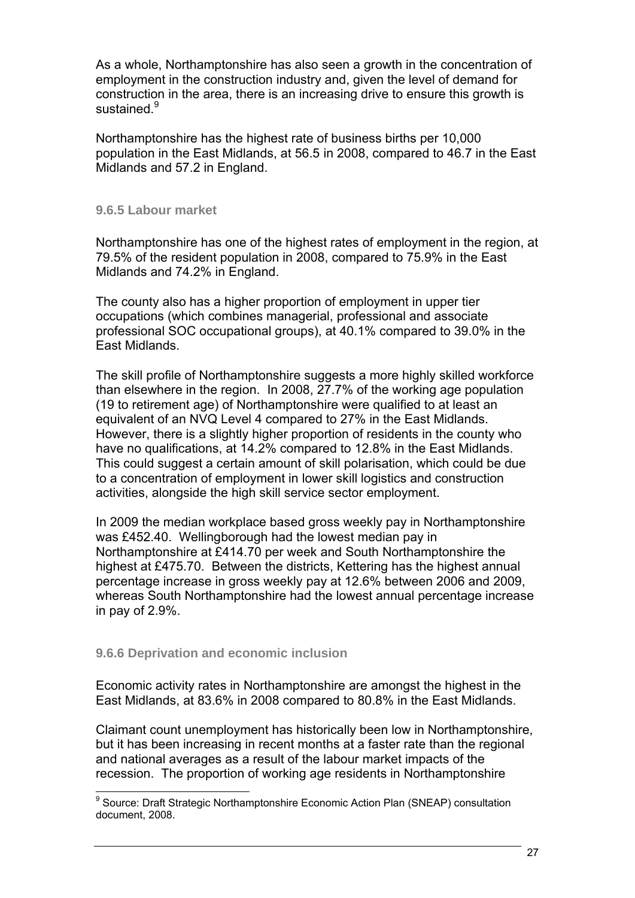As a whole, Northamptonshire has also seen a growth in the concentration of employment in the construction industry and, given the level of demand for construction in the area, there is an increasing drive to ensure this growth is sustained.[9]

Northamptonshire has the highest rate of business births per 10,000 population in the East Midlands, at 56.5 in 2008, compared to 46.7 in the East Midlands and 57.2 in England.

#### 9.6.5 Labour market

Northamptonshire has one of the highest rates of employment in the region, at 79.5% of the resident population in 2008, compared to 75.9% in the East Midlands and 74.2% in England.

The county also has a higher proportion of employment in upper tier occupations (which combines managerial, professional and associate professional SOC occupational groups), at 40.1% compared to 39.0% in the East Midlands.

The skill profile of Northamptonshire suggests a more highly skilled workforce than elsewhere in the region. In 2008, 27.7% of the working age population (19 to retirement age) of Northamptonshire were qualified to at least an equivalent of an NVQ Level 4 compared to 27% in the East Midlands. However, there is a slightly higher proportion of residents in the county who have no qualifications, at 14.2% compared to 12.8% in the East Midlands. This could suggest a certain amount of skill polarisation, which could be due to a concentration of employment in lower skill logistics and construction activities, alongside the high skill service sector employment.

In 2009 the median workplace based gross weekly pay in Northamptonshire was £452.40. Wellingborough had the lowest median pay in Northamptonshire at £414.70 per week and South Northamptonshire the highest at £475.70. Between the districts, Kettering has the highest annual percentage increase in gross weekly pay at 12.6% between 2006 and 2009, whereas South Northamptonshire had the lowest annual percentage increase in pay of 2.9%.

#### 9.6.6 Deprivation and economic inclusion

Economic activity rates in Northamptonshire are amongst the highest in the East Midlands, at 83.6% in 2008 compared to 80.8% in the East Midlands.

Claimant count unemployment has historically been low in Northamptonshire, but it has been increasing in recent months at a faster rate than the regional and national averages as a result of the labour market impacts of the recession. The proportion of working age residents in Northamptonshire

[9] Source: Draft Strategic Northamptonshire Economic Action Plan (SNEAP) consultation document, 2008.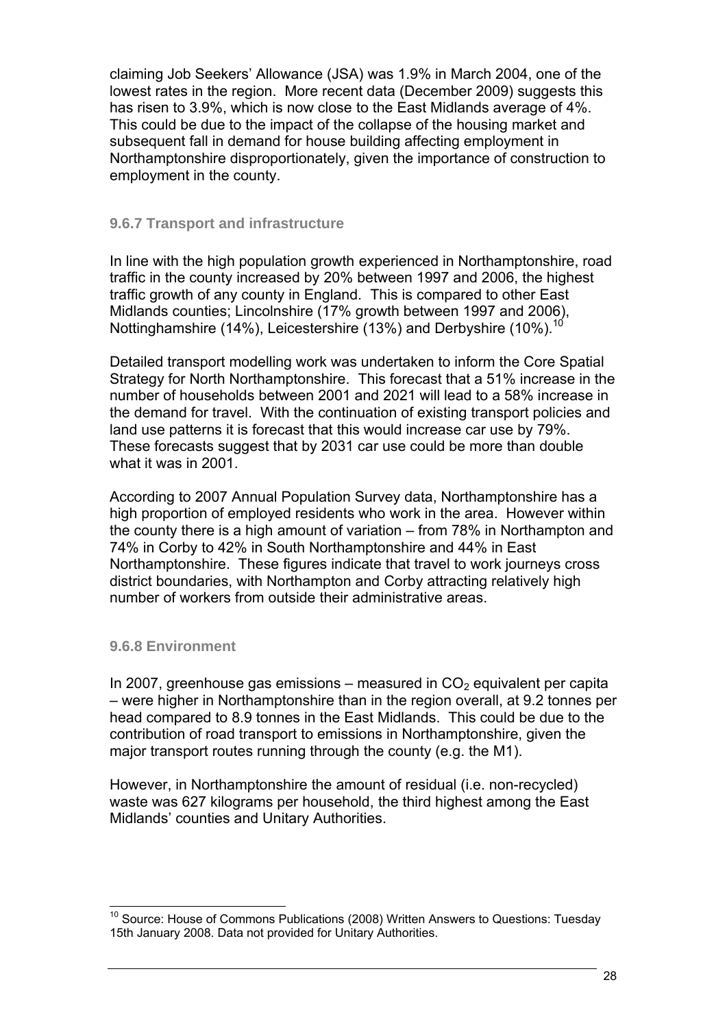claiming Job Seekers' Allowance (JSA) was 1.9% in March 2004, one of the lowest rates in the region. More recent data (December 2009) suggests this has risen to 3.9%, which is now close to the East Midlands average of 4%. This could be due to the impact of the collapse of the housing market and subsequent fall in demand for house building affecting employment in Northamptonshire disproportionately, given the importance of construction to employment in the county.

### 9.6.7 Transport and infrastructure

In line with the high population growth experienced in Northamptonshire, road traffic in the county increased by 20% between 1997 and 2006, the highest traffic growth of any county in England. This is compared to other East Midlands counties; Lincolnshire (17% growth between 1997 and 2006), Nottinghamshire (14%), Leicestershire (13%) and Derbyshire (10%).[10]

Detailed transport modelling work was undertaken to inform the Core Spatial Strategy for North Northamptonshire. This forecast that a 51% increase in the number of households between 2001 and 2021 will lead to a 58% increase in the demand for travel. With the continuation of existing transport policies and land use patterns it is forecast that this would increase car use by 79%. These forecasts suggest that by 2031 car use could be more than double what it was in 2001.

According to 2007 Annual Population Survey data, Northamptonshire has a high proportion of employed residents who work in the area. However within the county there is a high amount of variation – from 78% in Northampton and 74% in Corby to 42% in South Northamptonshire and 44% in East Northamptonshire. These figures indicate that travel to work journeys cross district boundaries, with Northampton and Corby attracting relatively high number of workers from outside their administrative areas.

### 9.6.8 Environment

In 2007, greenhouse gas emissions – measured in $CO_2$ equivalent per capita – were higher in Northamptonshire than in the region overall, at 9.2 tonnes per head compared to 8.9 tonnes in the East Midlands. This could be due to the contribution of road transport to emissions in Northamptonshire, given the major transport routes running through the county (e.g. the M1).

However, in Northamptonshire the amount of residual (i.e. non-recycled) waste was 627 kilograms per household, the third highest among the East Midlands' counties and Unitary Authorities.

---

[10] Source: House of Commons Publications (2008) Written Answers to Questions: Tuesday 15th January 2008. Data not provided for Unitary Authorities.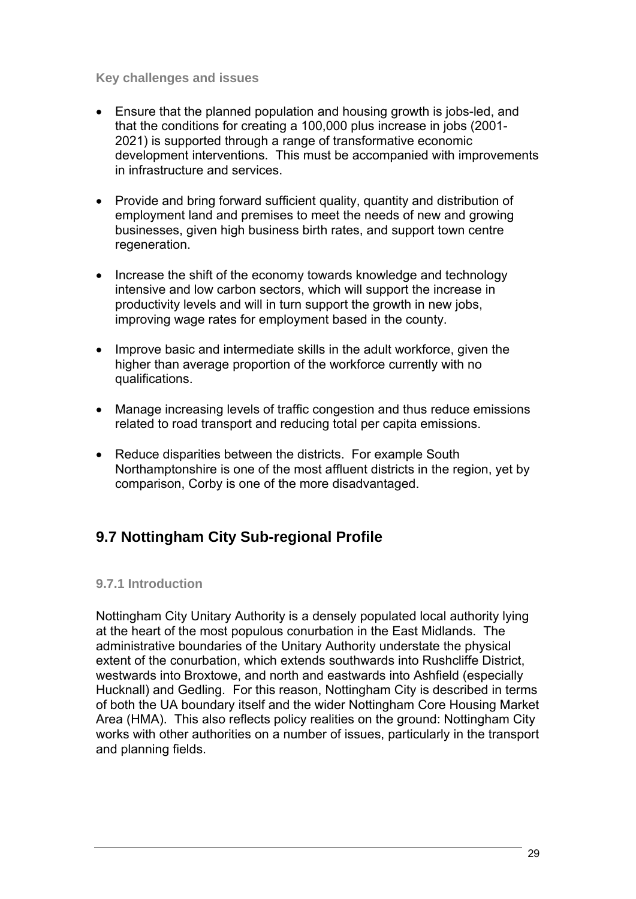**Key challenges and issues**

- Ensure that the planned population and housing growth is jobs-led, and that the conditions for creating a 100,000 plus increase in jobs (2001-2021) is supported through a range of transformative economic development interventions. This must be accompanied with improvements in infrastructure and services.

- Provide and bring forward sufficient quality, quantity and distribution of employment land and premises to meet the needs of new and growing businesses, given high business birth rates, and support town centre regeneration.

- Increase the shift of the economy towards knowledge and technology intensive and low carbon sectors, which will support the increase in productivity levels and will in turn support the growth in new jobs, improving wage rates for employment based in the county.

- Improve basic and intermediate skills in the adult workforce, given the higher than average proportion of the workforce currently with no qualifications.

- Manage increasing levels of traffic congestion and thus reduce emissions related to road transport and reducing total per capita emissions.

- Reduce disparities between the districts. For example South Northamptonshire is one of the most affluent districts in the region, yet by comparison, Corby is one of the more disadvantaged.

## 9.7 Nottingham City Sub-regional Profile

### 9.7.1 Introduction

Nottingham City Unitary Authority is a densely populated local authority lying at the heart of the most populous conurbation in the East Midlands. The administrative boundaries of the Unitary Authority understate the physical extent of the conurbation, which extends southwards into Rushcliffe District, westwards into Broxtowe, and north and eastwards into Ashfield (especially Hucknall) and Gedling. For this reason, Nottingham City is described in terms of both the UA boundary itself and the wider Nottingham Core Housing Market Area (HMA). This also reflects policy realities on the ground: Nottingham City works with other authorities on a number of issues, particularly in the transport and planning fields.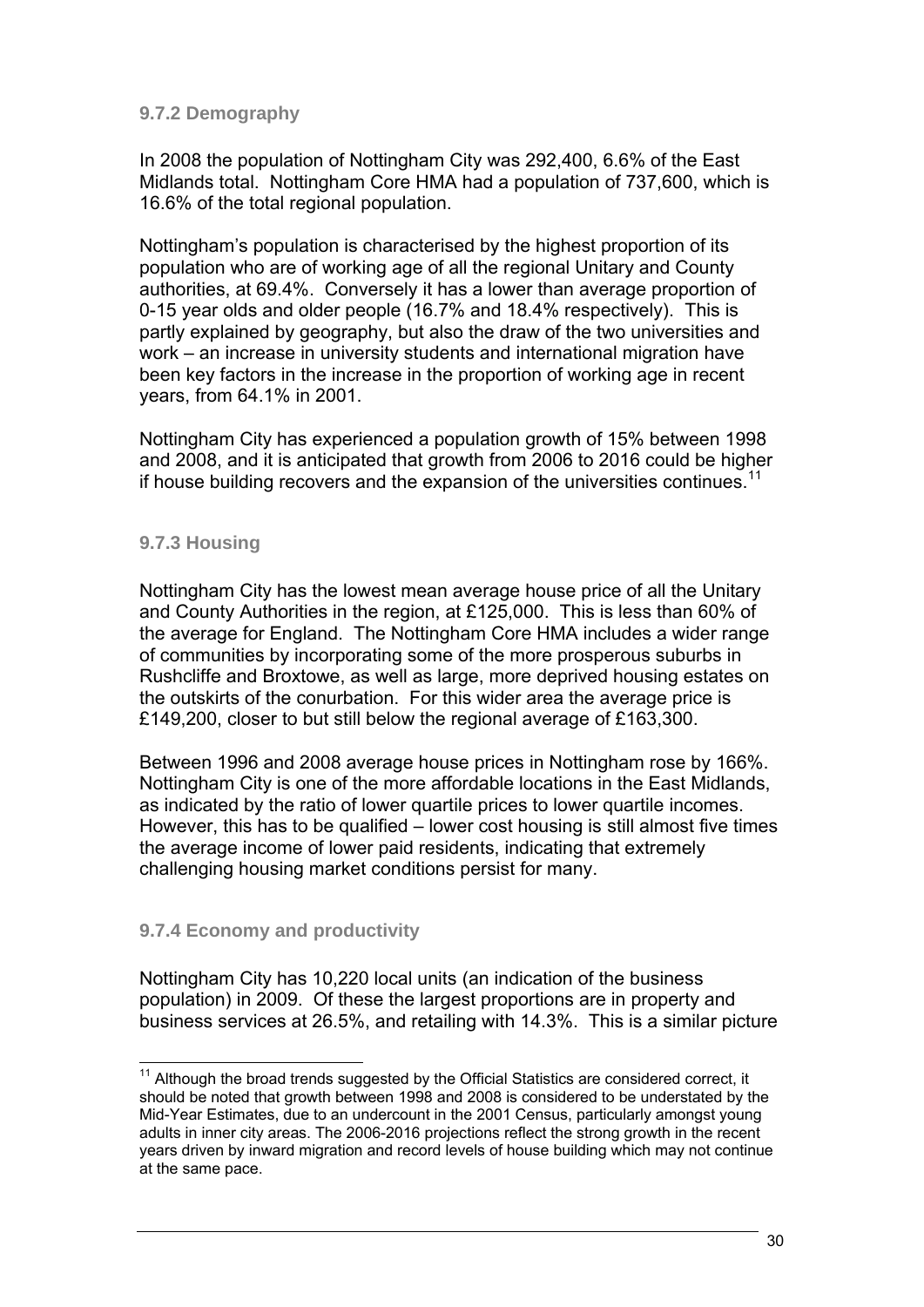### 9.7.2 Demography

In 2008 the population of Nottingham City was 292,400, 6.6% of the East Midlands total. Nottingham Core HMA had a population of 737,600, which is 16.6% of the total regional population.

Nottingham's population is characterised by the highest proportion of its population who are of working age of all the regional Unitary and County authorities, at 69.4%. Conversely it has a lower than average proportion of 0-15 year olds and older people (16.7% and 18.4% respectively). This is partly explained by geography, but also the draw of the two universities and work – an increase in university students and international migration have been key factors in the increase in the proportion of working age in recent years, from 64.1% in 2001.

Nottingham City has experienced a population growth of 15% between 1998 and 2008, and it is anticipated that growth from 2006 to 2016 could be higher if house building recovers and the expansion of the universities continues.[11]

### 9.7.3 Housing

Nottingham City has the lowest mean average house price of all the Unitary and County Authorities in the region, at £125,000. This is less than 60% of the average for England. The Nottingham Core HMA includes a wider range of communities by incorporating some of the more prosperous suburbs in Rushcliffe and Broxtowe, as well as large, more deprived housing estates on the outskirts of the conurbation. For this wider area the average price is £149,200, closer to but still below the regional average of £163,300.

Between 1996 and 2008 average house prices in Nottingham rose by 166%. Nottingham City is one of the more affordable locations in the East Midlands, as indicated by the ratio of lower quartile prices to lower quartile incomes. However, this has to be qualified – lower cost housing is still almost five times the average income of lower paid residents, indicating that extremely challenging housing market conditions persist for many.

### 9.7.4 Economy and productivity

Nottingham City has 10,220 local units (an indication of the business population) in 2009. Of these the largest proportions are in property and business services at 26.5%, and retailing with 14.3%. This is a similar picture

---

[11] Although the broad trends suggested by the Official Statistics are considered correct, it should be noted that growth between 1998 and 2008 is considered to be understated by the Mid-Year Estimates, due to an undercount in the 2001 Census, particularly amongst young adults in inner city areas. The 2006-2016 projections reflect the strong growth in the recent years driven by inward migration and record levels of house building which may not continue at the same pace.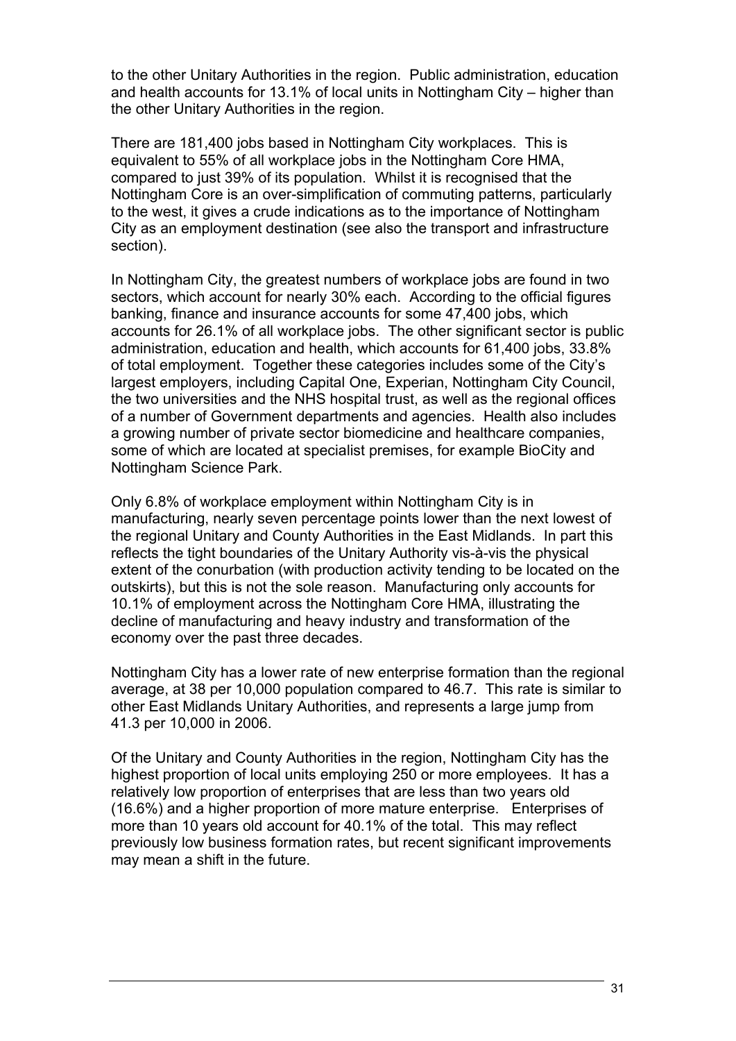to the other Unitary Authorities in the region. Public administration, education and health accounts for 13.1% of local units in Nottingham City – higher than the other Unitary Authorities in the region.

There are 181,400 jobs based in Nottingham City workplaces. This is equivalent to 55% of all workplace jobs in the Nottingham Core HMA, compared to just 39% of its population. Whilst it is recognised that the Nottingham Core is an over-simplification of commuting patterns, particularly to the west, it gives a crude indications as to the importance of Nottingham City as an employment destination (see also the transport and infrastructure section).

In Nottingham City, the greatest numbers of workplace jobs are found in two sectors, which account for nearly 30% each. According to the official figures banking, finance and insurance accounts for some 47,400 jobs, which accounts for 26.1% of all workplace jobs. The other significant sector is public administration, education and health, which accounts for 61,400 jobs, 33.8% of total employment. Together these categories includes some of the City's largest employers, including Capital One, Experian, Nottingham City Council, the two universities and the NHS hospital trust, as well as the regional offices of a number of Government departments and agencies. Health also includes a growing number of private sector biomedicine and healthcare companies, some of which are located at specialist premises, for example BioCity and Nottingham Science Park.

Only 6.8% of workplace employment within Nottingham City is in manufacturing, nearly seven percentage points lower than the next lowest of the regional Unitary and County Authorities in the East Midlands. In part this reflects the tight boundaries of the Unitary Authority vis-à-vis the physical extent of the conurbation (with production activity tending to be located on the outskirts), but this is not the sole reason. Manufacturing only accounts for 10.1% of employment across the Nottingham Core HMA, illustrating the decline of manufacturing and heavy industry and transformation of the economy over the past three decades.

Nottingham City has a lower rate of new enterprise formation than the regional average, at 38 per 10,000 population compared to 46.7. This rate is similar to other East Midlands Unitary Authorities, and represents a large jump from 41.3 per 10,000 in 2006.

Of the Unitary and County Authorities in the region, Nottingham City has the highest proportion of local units employing 250 or more employees. It has a relatively low proportion of enterprises that are less than two years old (16.6%) and a higher proportion of more mature enterprise. Enterprises of more than 10 years old account for 40.1% of the total. This may reflect previously low business formation rates, but recent significant improvements may mean a shift in the future.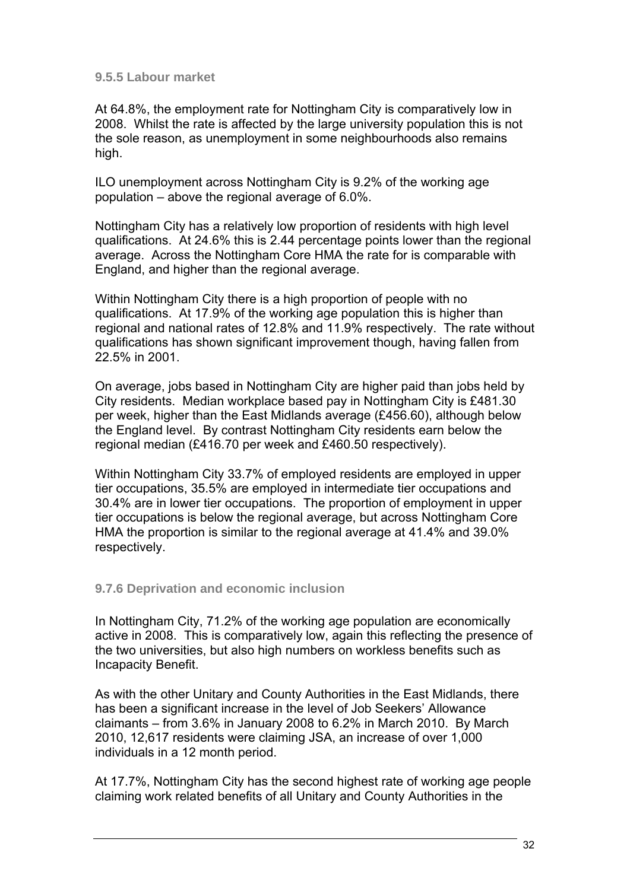#### 9.5.5 Labour market

At 64.8%, the employment rate for Nottingham City is comparatively low in 2008. Whilst the rate is affected by the large university population this is not the sole reason, as unemployment in some neighbourhoods also remains high.

ILO unemployment across Nottingham City is 9.2% of the working age population – above the regional average of 6.0%.

Nottingham City has a relatively low proportion of residents with high level qualifications. At 24.6% this is 2.44 percentage points lower than the regional average. Across the Nottingham Core HMA the rate for is comparable with England, and higher than the regional average.

Within Nottingham City there is a high proportion of people with no qualifications. At 17.9% of the working age population this is higher than regional and national rates of 12.8% and 11.9% respectively. The rate without qualifications has shown significant improvement though, having fallen from 22.5% in 2001.

On average, jobs based in Nottingham City are higher paid than jobs held by City residents. Median workplace based pay in Nottingham City is £481.30 per week, higher than the East Midlands average (£456.60), although below the England level. By contrast Nottingham City residents earn below the regional median (£416.70 per week and £460.50 respectively).

Within Nottingham City 33.7% of employed residents are employed in upper tier occupations, 35.5% are employed in intermediate tier occupations and 30.4% are in lower tier occupations. The proportion of employment in upper tier occupations is below the regional average, but across Nottingham Core HMA the proportion is similar to the regional average at 41.4% and 39.0% respectively.

#### 9.7.6 Deprivation and economic inclusion

In Nottingham City, 71.2% of the working age population are economically active in 2008. This is comparatively low, again this reflecting the presence of the two universities, but also high numbers on workless benefits such as Incapacity Benefit.

As with the other Unitary and County Authorities in the East Midlands, there has been a significant increase in the level of Job Seekers' Allowance claimants – from 3.6% in January 2008 to 6.2% in March 2010. By March 2010, 12,617 residents were claiming JSA, an increase of over 1,000 individuals in a 12 month period.

At 17.7%, Nottingham City has the second highest rate of working age people claiming work related benefits of all Unitary and County Authorities in the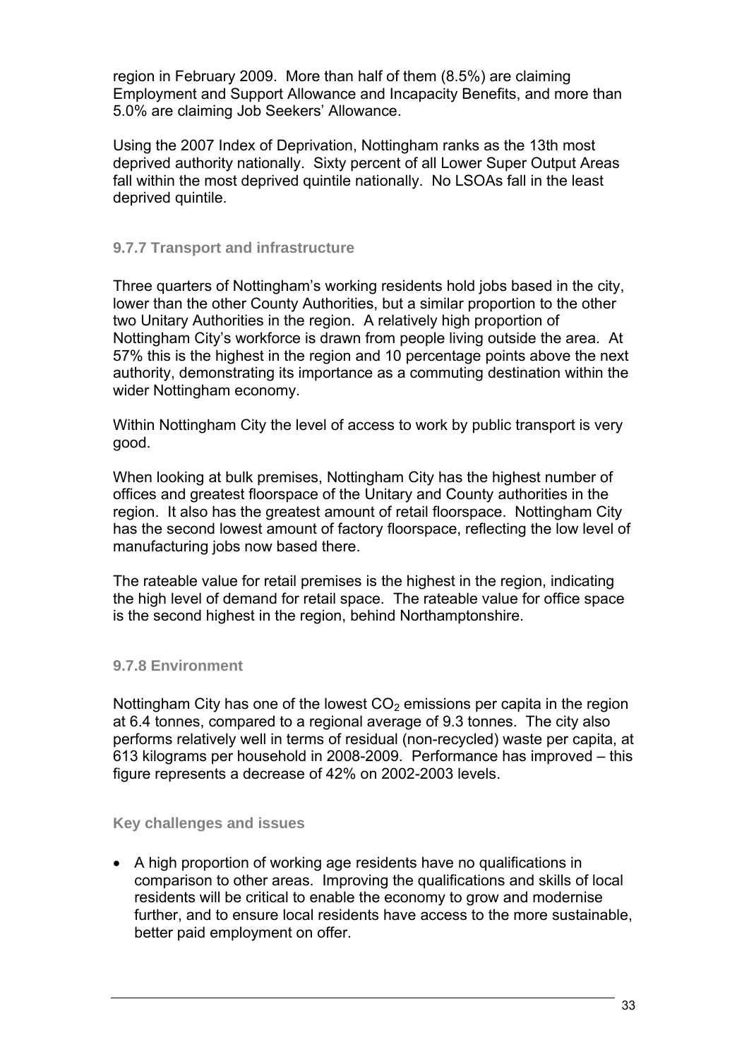region in February 2009. More than half of them (8.5%) are claiming Employment and Support Allowance and Incapacity Benefits, and more than 5.0% are claiming Job Seekers' Allowance.

Using the 2007 Index of Deprivation, Nottingham ranks as the 13th most deprived authority nationally. Sixty percent of all Lower Super Output Areas fall within the most deprived quintile nationally. No LSOAs fall in the least deprived quintile.

### 9.7.7 Transport and infrastructure

Three quarters of Nottingham's working residents hold jobs based in the city, lower than the other County Authorities, but a similar proportion to the other two Unitary Authorities in the region. A relatively high proportion of Nottingham City's workforce is drawn from people living outside the area. At 57% this is the highest in the region and 10 percentage points above the next authority, demonstrating its importance as a commuting destination within the wider Nottingham economy.

Within Nottingham City the level of access to work by public transport is very good.

When looking at bulk premises, Nottingham City has the highest number of offices and greatest floorspace of the Unitary and County authorities in the region. It also has the greatest amount of retail floorspace. Nottingham City has the second lowest amount of factory floorspace, reflecting the low level of manufacturing jobs now based there.

The rateable value for retail premises is the highest in the region, indicating the high level of demand for retail space. The rateable value for office space is the second highest in the region, behind Northamptonshire.

### 9.7.8 Environment

Nottingham City has one of the lowest $CO_2$ emissions per capita in the region at 6.4 tonnes, compared to a regional average of 9.3 tonnes. The city also performs relatively well in terms of residual (non-recycled) waste per capita, at 613 kilograms per household in 2008-2009. Performance has improved – this figure represents a decrease of 42% on 2002-2003 levels.

#### Key challenges and issues

- A high proportion of working age residents have no qualifications in comparison to other areas. Improving the qualifications and skills of local residents will be critical to enable the economy to grow and modernise further, and to ensure local residents have access to the more sustainable, better paid employment on offer.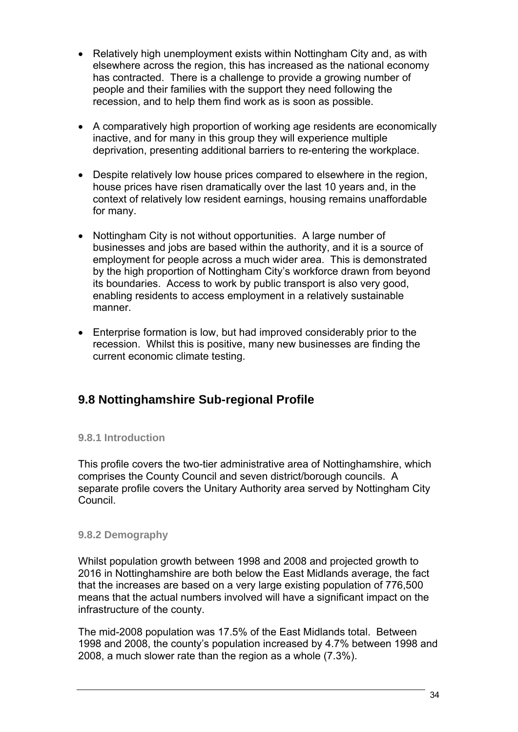- Relatively high unemployment exists within Nottingham City and, as with elsewhere across the region, this has increased as the national economy has contracted. There is a challenge to provide a growing number of people and their families with the support they need following the recession, and to help them find work as is soon as possible.

- A comparatively high proportion of working age residents are economically inactive, and for many in this group they will experience multiple deprivation, presenting additional barriers to re-entering the workplace.

- Despite relatively low house prices compared to elsewhere in the region, house prices have risen dramatically over the last 10 years and, in the context of relatively low resident earnings, housing remains unaffordable for many.

- Nottingham City is not without opportunities. A large number of businesses and jobs are based within the authority, and it is a source of employment for people across a much wider area. This is demonstrated by the high proportion of Nottingham City's workforce drawn from beyond its boundaries. Access to work by public transport is also very good, enabling residents to access employment in a relatively sustainable manner.

- Enterprise formation is low, but had improved considerably prior to the recession. Whilst this is positive, many new businesses are finding the current economic climate testing.

## 9.8 Nottinghamshire Sub-regional Profile

### 9.8.1 Introduction

This profile covers the two-tier administrative area of Nottinghamshire, which comprises the County Council and seven district/borough councils. A separate profile covers the Unitary Authority area served by Nottingham City Council.

### 9.8.2 Demography

Whilst population growth between 1998 and 2008 and projected growth to 2016 in Nottinghamshire are both below the East Midlands average, the fact that the increases are based on a very large existing population of 776,500 means that the actual numbers involved will have a significant impact on the infrastructure of the county.

The mid-2008 population was 17.5% of the East Midlands total. Between 1998 and 2008, the county's population increased by 4.7% between 1998 and 2008, a much slower rate than the region as a whole (7.3%).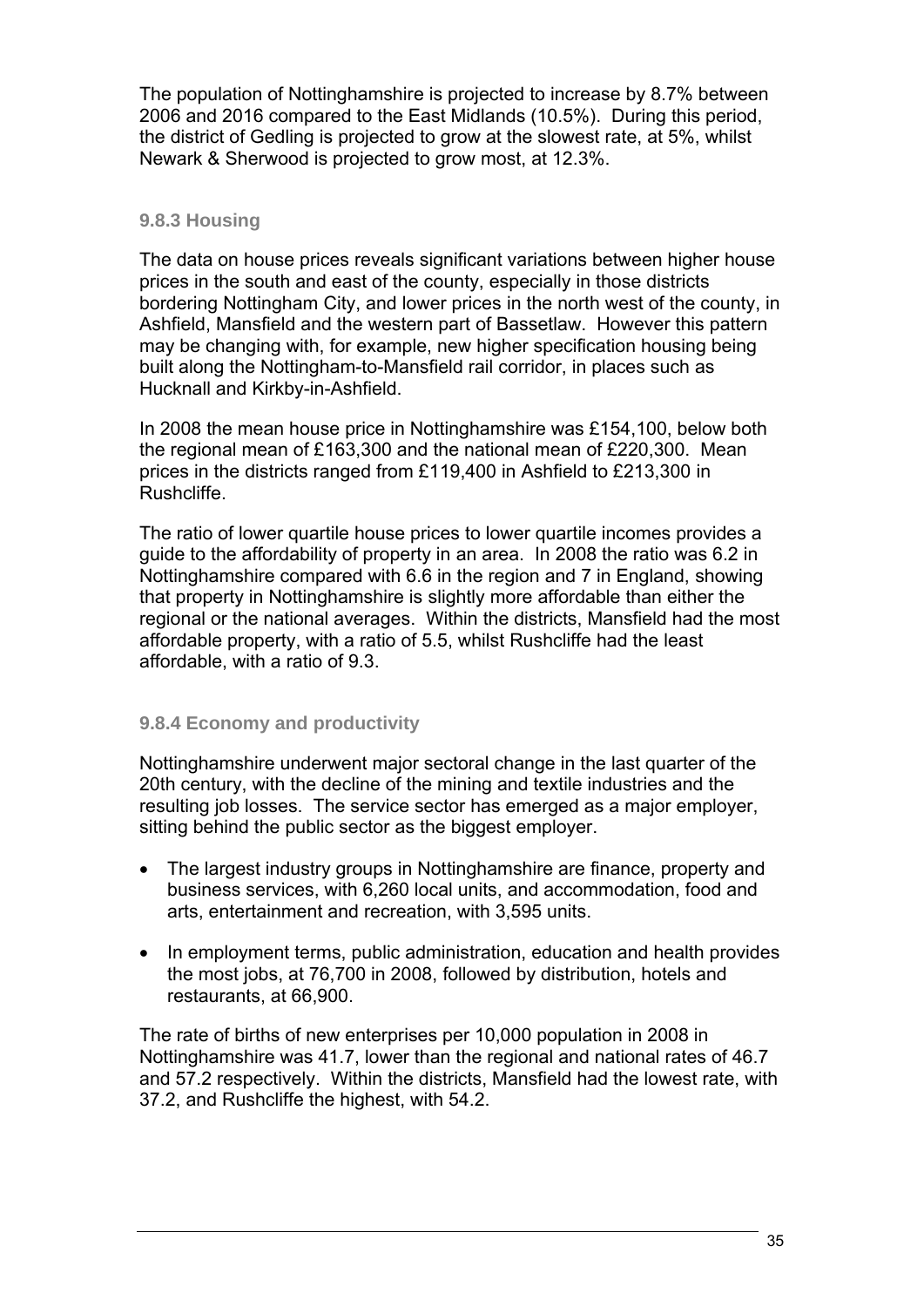The population of Nottinghamshire is projected to increase by 8.7% between 2006 and 2016 compared to the East Midlands (10.5%). During this period, the district of Gedling is projected to grow at the slowest rate, at 5%, whilst Newark & Sherwood is projected to grow most, at 12.3%.

### 9.8.3 Housing

The data on house prices reveals significant variations between higher house prices in the south and east of the county, especially in those districts bordering Nottingham City, and lower prices in the north west of the county, in Ashfield, Mansfield and the western part of Bassetlaw. However this pattern may be changing with, for example, new higher specification housing being built along the Nottingham-to-Mansfield rail corridor, in places such as Hucknall and Kirkby-in-Ashfield.

In 2008 the mean house price in Nottinghamshire was £154,100, below both the regional mean of £163,300 and the national mean of £220,300. Mean prices in the districts ranged from £119,400 in Ashfield to £213,300 in Rushcliffe.

The ratio of lower quartile house prices to lower quartile incomes provides a guide to the affordability of property in an area. In 2008 the ratio was 6.2 in Nottinghamshire compared with 6.6 in the region and 7 in England, showing that property in Nottinghamshire is slightly more affordable than either the regional or the national averages. Within the districts, Mansfield had the most affordable property, with a ratio of 5.5, whilst Rushcliffe had the least affordable, with a ratio of 9.3.

### 9.8.4 Economy and productivity

Nottinghamshire underwent major sectoral change in the last quarter of the 20th century, with the decline of the mining and textile industries and the resulting job losses. The service sector has emerged as a major employer, sitting behind the public sector as the biggest employer.

- The largest industry groups in Nottinghamshire are finance, property and business services, with 6,260 local units, and accommodation, food and arts, entertainment and recreation, with 3,595 units.
- In employment terms, public administration, education and health provides the most jobs, at 76,700 in 2008, followed by distribution, hotels and restaurants, at 66,900.

The rate of births of new enterprises per 10,000 population in 2008 in Nottinghamshire was 41.7, lower than the regional and national rates of 46.7 and 57.2 respectively. Within the districts, Mansfield had the lowest rate, with 37.2, and Rushcliffe the highest, with 54.2.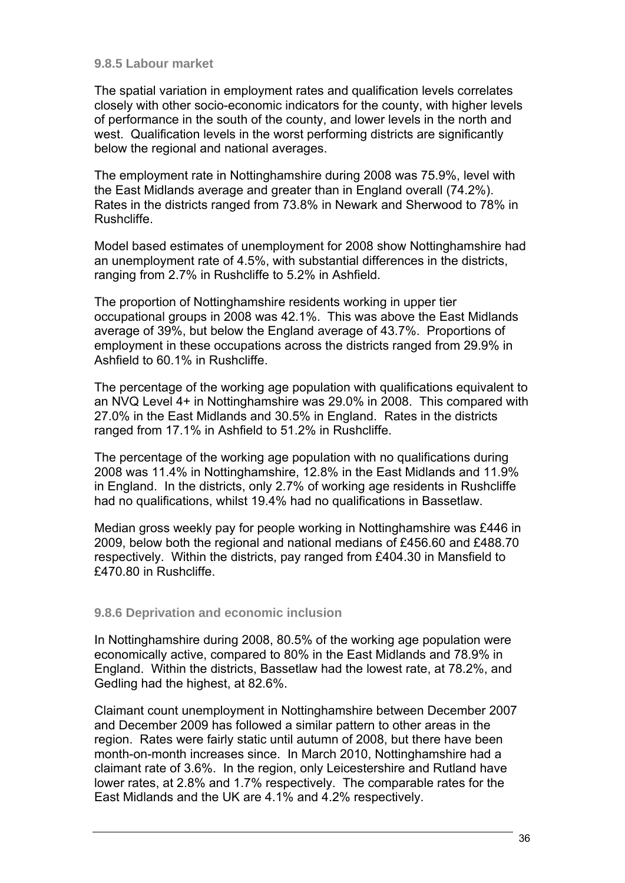### 9.8.5 Labour market

The spatial variation in employment rates and qualification levels correlates closely with other socio-economic indicators for the county, with higher levels of performance in the south of the county, and lower levels in the north and west. Qualification levels in the worst performing districts are significantly below the regional and national averages.

The employment rate in Nottinghamshire during 2008 was 75.9%, level with the East Midlands average and greater than in England overall (74.2%). Rates in the districts ranged from 73.8% in Newark and Sherwood to 78% in Rushcliffe.

Model based estimates of unemployment for 2008 show Nottinghamshire had an unemployment rate of 4.5%, with substantial differences in the districts, ranging from 2.7% in Rushcliffe to 5.2% in Ashfield.

The proportion of Nottinghamshire residents working in upper tier occupational groups in 2008 was 42.1%. This was above the East Midlands average of 39%, but below the England average of 43.7%. Proportions of employment in these occupations across the districts ranged from 29.9% in Ashfield to 60.1% in Rushcliffe.

The percentage of the working age population with qualifications equivalent to an NVQ Level 4+ in Nottinghamshire was 29.0% in 2008. This compared with 27.0% in the East Midlands and 30.5% in England. Rates in the districts ranged from 17.1% in Ashfield to 51.2% in Rushcliffe.

The percentage of the working age population with no qualifications during 2008 was 11.4% in Nottinghamshire, 12.8% in the East Midlands and 11.9% in England. In the districts, only 2.7% of working age residents in Rushcliffe had no qualifications, whilst 19.4% had no qualifications in Bassetlaw.

Median gross weekly pay for people working in Nottinghamshire was £446 in 2009, below both the regional and national medians of £456.60 and £488.70 respectively. Within the districts, pay ranged from £404.30 in Mansfield to £470.80 in Rushcliffe.

### 9.8.6 Deprivation and economic inclusion

In Nottinghamshire during 2008, 80.5% of the working age population were economically active, compared to 80% in the East Midlands and 78.9% in England. Within the districts, Bassetlaw had the lowest rate, at 78.2%, and Gedling had the highest, at 82.6%.

Claimant count unemployment in Nottinghamshire between December 2007 and December 2009 has followed a similar pattern to other areas in the region. Rates were fairly static until autumn of 2008, but there have been month-on-month increases since. In March 2010, Nottinghamshire had a claimant rate of 3.6%. In the region, only Leicestershire and Rutland have lower rates, at 2.8% and 1.7% respectively. The comparable rates for the East Midlands and the UK are 4.1% and 4.2% respectively.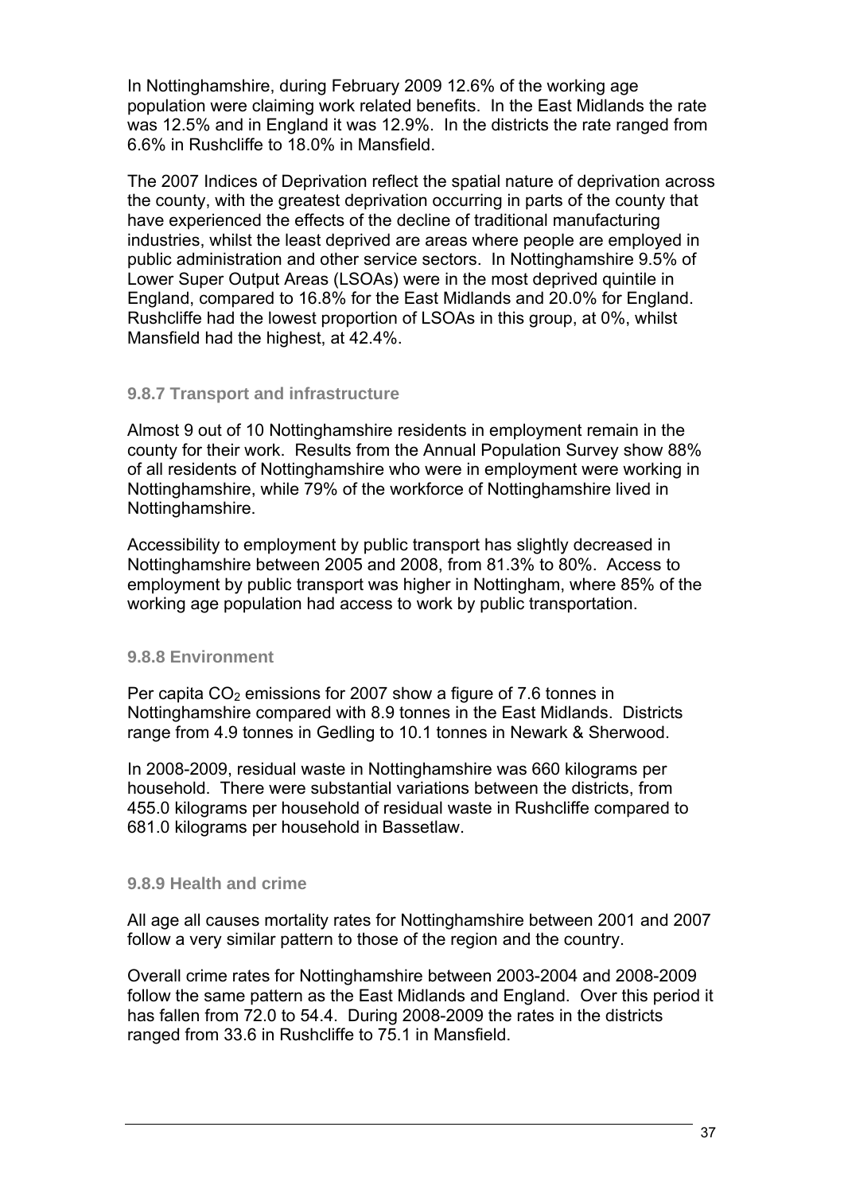In Nottinghamshire, during February 2009 12.6% of the working age population were claiming work related benefits. In the East Midlands the rate was 12.5% and in England it was 12.9%. In the districts the rate ranged from 6.6% in Rushcliffe to 18.0% in Mansfield.

The 2007 Indices of Deprivation reflect the spatial nature of deprivation across the county, with the greatest deprivation occurring in parts of the county that have experienced the effects of the decline of traditional manufacturing industries, whilst the least deprived are areas where people are employed in public administration and other service sectors. In Nottinghamshire 9.5% of Lower Super Output Areas (LSOAs) were in the most deprived quintile in England, compared to 16.8% for the East Midlands and 20.0% for England. Rushcliffe had the lowest proportion of LSOAs in this group, at 0%, whilst Mansfield had the highest, at 42.4%.

### 9.8.7 Transport and infrastructure

Almost 9 out of 10 Nottinghamshire residents in employment remain in the county for their work. Results from the Annual Population Survey show 88% of all residents of Nottinghamshire who were in employment were working in Nottinghamshire, while 79% of the workforce of Nottinghamshire lived in Nottinghamshire.

Accessibility to employment by public transport has slightly decreased in Nottinghamshire between 2005 and 2008, from 81.3% to 80%. Access to employment by public transport was higher in Nottingham, where 85% of the working age population had access to work by public transportation.

### 9.8.8 Environment

Per capita $CO_2$ emissions for 2007 show a figure of 7.6 tonnes in Nottinghamshire compared with 8.9 tonnes in the East Midlands. Districts range from 4.9 tonnes in Gedling to 10.1 tonnes in Newark & Sherwood.

In 2008-2009, residual waste in Nottinghamshire was 660 kilograms per household. There were substantial variations between the districts, from 455.0 kilograms per household of residual waste in Rushcliffe compared to 681.0 kilograms per household in Bassetlaw.

### 9.8.9 Health and crime

All age all causes mortality rates for Nottinghamshire between 2001 and 2007 follow a very similar pattern to those of the region and the country.

Overall crime rates for Nottinghamshire between 2003-2004 and 2008-2009 follow the same pattern as the East Midlands and England. Over this period it has fallen from 72.0 to 54.4. During 2008-2009 the rates in the districts ranged from 33.6 in Rushcliffe to 75.1 in Mansfield.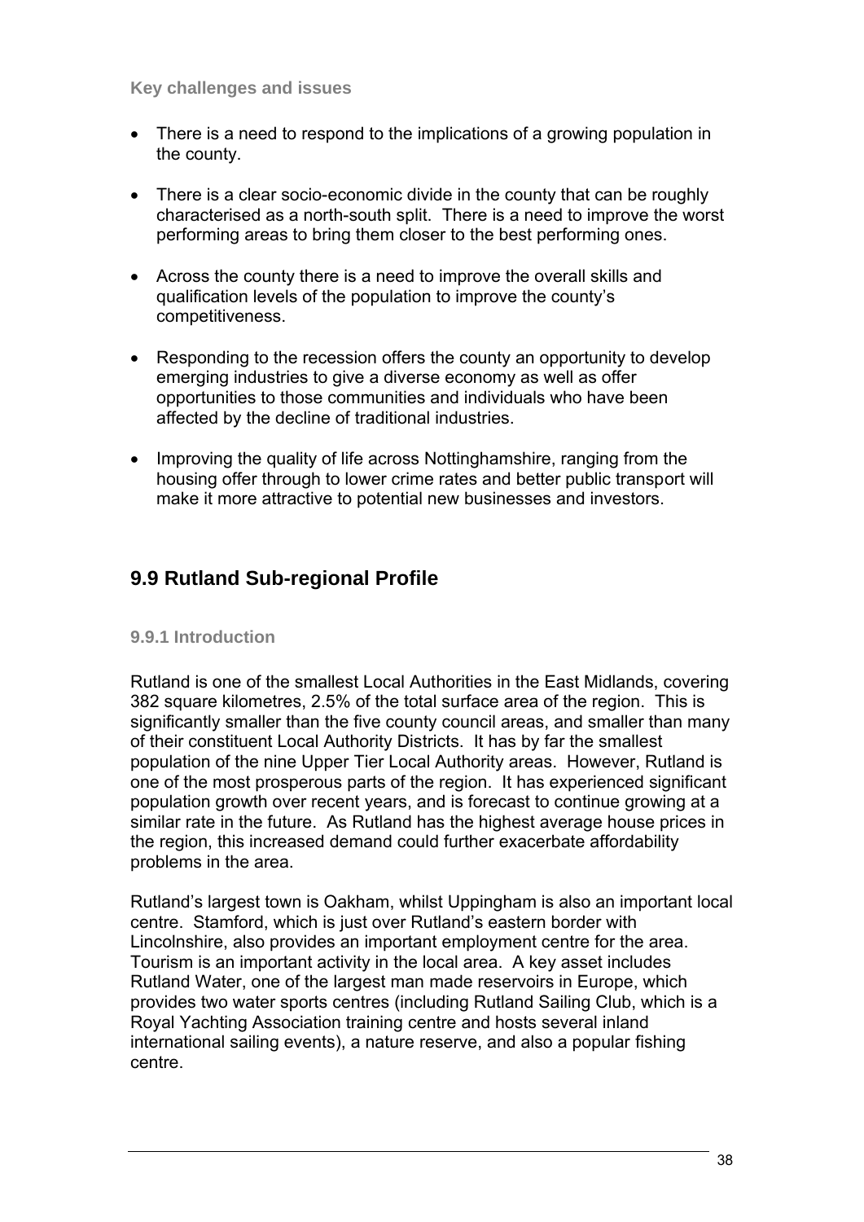**Key challenges and issues**

- There is a need to respond to the implications of a growing population in the county.
- There is a clear socio-economic divide in the county that can be roughly characterised as a north-south split. There is a need to improve the worst performing areas to bring them closer to the best performing ones.
- Across the county there is a need to improve the overall skills and qualification levels of the population to improve the county's competitiveness.
- Responding to the recession offers the county an opportunity to develop emerging industries to give a diverse economy as well as offer opportunities to those communities and individuals who have been affected by the decline of traditional industries.
- Improving the quality of life across Nottinghamshire, ranging from the housing offer through to lower crime rates and better public transport will make it more attractive to potential new businesses and investors.

## 9.9 Rutland Sub-regional Profile

### 9.9.1 Introduction

Rutland is one of the smallest Local Authorities in the East Midlands, covering 382 square kilometres, 2.5% of the total surface area of the region. This is significantly smaller than the five county council areas, and smaller than many of their constituent Local Authority Districts. It has by far the smallest population of the nine Upper Tier Local Authority areas. However, Rutland is one of the most prosperous parts of the region. It has experienced significant population growth over recent years, and is forecast to continue growing at a similar rate in the future. As Rutland has the highest average house prices in the region, this increased demand could further exacerbate affordability problems in the area.

Rutland's largest town is Oakham, whilst Uppingham is also an important local centre. Stamford, which is just over Rutland's eastern border with Lincolnshire, also provides an important employment centre for the area. Tourism is an important activity in the local area. A key asset includes Rutland Water, one of the largest man made reservoirs in Europe, which provides two water sports centres (including Rutland Sailing Club, which is a Royal Yachting Association training centre and hosts several inland international sailing events), a nature reserve, and also a popular fishing centre.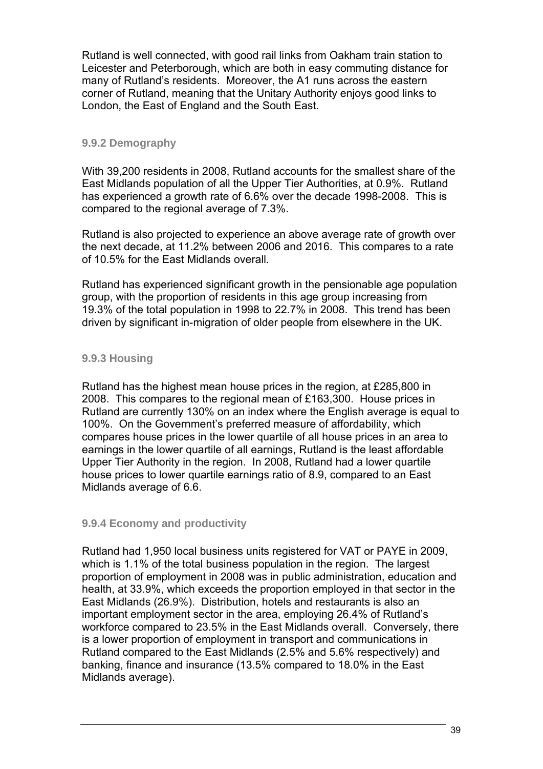Rutland is well connected, with good rail links from Oakham train station to Leicester and Peterborough, which are both in easy commuting distance for many of Rutland's residents. Moreover, the A1 runs across the eastern corner of Rutland, meaning that the Unitary Authority enjoys good links to London, the East of England and the South East.

### 9.9.2 Demography

With 39,200 residents in 2008, Rutland accounts for the smallest share of the East Midlands population of all the Upper Tier Authorities, at 0.9%. Rutland has experienced a growth rate of 6.6% over the decade 1998-2008. This is compared to the regional average of 7.3%.

Rutland is also projected to experience an above average rate of growth over the next decade, at 11.2% between 2006 and 2016. This compares to a rate of 10.5% for the East Midlands overall.

Rutland has experienced significant growth in the pensionable age population group, with the proportion of residents in this age group increasing from 19.3% of the total population in 1998 to 22.7% in 2008. This trend has been driven by significant in-migration of older people from elsewhere in the UK.

### 9.9.3 Housing

Rutland has the highest mean house prices in the region, at £285,800 in 2008. This compares to the regional mean of £163,300. House prices in Rutland are currently 130% on an index where the English average is equal to 100%. On the Government's preferred measure of affordability, which compares house prices in the lower quartile of all house prices in an area to earnings in the lower quartile of all earnings, Rutland is the least affordable Upper Tier Authority in the region. In 2008, Rutland had a lower quartile house prices to lower quartile earnings ratio of 8.9, compared to an East Midlands average of 6.6.

### 9.9.4 Economy and productivity

Rutland had 1,950 local business units registered for VAT or PAYE in 2009, which is 1.1% of the total business population in the region. The largest proportion of employment in 2008 was in public administration, education and health, at 33.9%, which exceeds the proportion employed in that sector in the East Midlands (26.9%). Distribution, hotels and restaurants is also an important employment sector in the area, employing 26.4% of Rutland's workforce compared to 23.5% in the East Midlands overall. Conversely, there is a lower proportion of employment in transport and communications in Rutland compared to the East Midlands (2.5% and 5.6% respectively) and banking, finance and insurance (13.5% compared to 18.0% in the East Midlands average).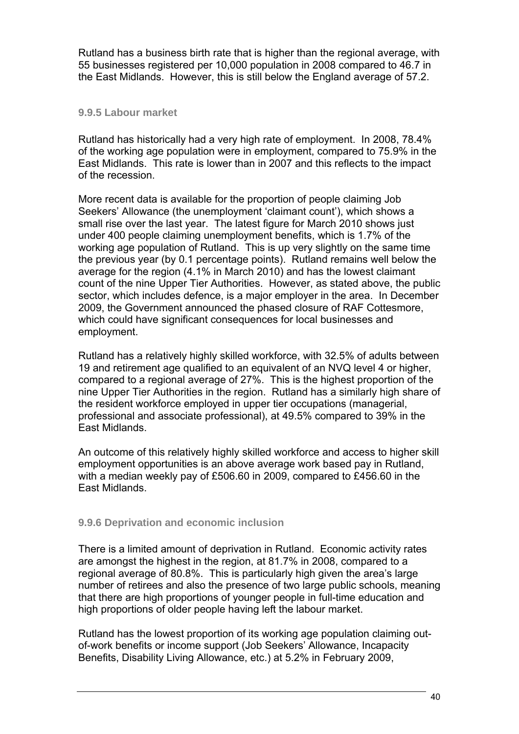Rutland has a business birth rate that is higher than the regional average, with 55 businesses registered per 10,000 population in 2008 compared to 46.7 in the East Midlands. However, this is still below the England average of 57.2.

### 9.9.5 Labour market

Rutland has historically had a very high rate of employment. In 2008, 78.4% of the working age population were in employment, compared to 75.9% in the East Midlands. This rate is lower than in 2007 and this reflects to the impact of the recession.

More recent data is available for the proportion of people claiming Job Seekers' Allowance (the unemployment 'claimant count'), which shows a small rise over the last year. The latest figure for March 2010 shows just under 400 people claiming unemployment benefits, which is 1.7% of the working age population of Rutland. This is up very slightly on the same time the previous year (by 0.1 percentage points). Rutland remains well below the average for the region (4.1% in March 2010) and has the lowest claimant count of the nine Upper Tier Authorities. However, as stated above, the public sector, which includes defence, is a major employer in the area. In December 2009, the Government announced the phased closure of RAF Cottesmore, which could have significant consequences for local businesses and employment.

Rutland has a relatively highly skilled workforce, with 32.5% of adults between 19 and retirement age qualified to an equivalent of an NVQ level 4 or higher, compared to a regional average of 27%. This is the highest proportion of the nine Upper Tier Authorities in the region. Rutland has a similarly high share of the resident workforce employed in upper tier occupations (managerial, professional and associate professional), at 49.5% compared to 39% in the East Midlands.

An outcome of this relatively highly skilled workforce and access to higher skill employment opportunities is an above average work based pay in Rutland, with a median weekly pay of £506.60 in 2009, compared to £456.60 in the East Midlands.

### 9.9.6 Deprivation and economic inclusion

There is a limited amount of deprivation in Rutland. Economic activity rates are amongst the highest in the region, at 81.7% in 2008, compared to a regional average of 80.8%. This is particularly high given the area's large number of retirees and also the presence of two large public schools, meaning that there are high proportions of younger people in full-time education and high proportions of older people having left the labour market.

Rutland has the lowest proportion of its working age population claiming out-of-work benefits or income support (Job Seekers' Allowance, Incapacity Benefits, Disability Living Allowance, etc.) at 5.2% in February 2009,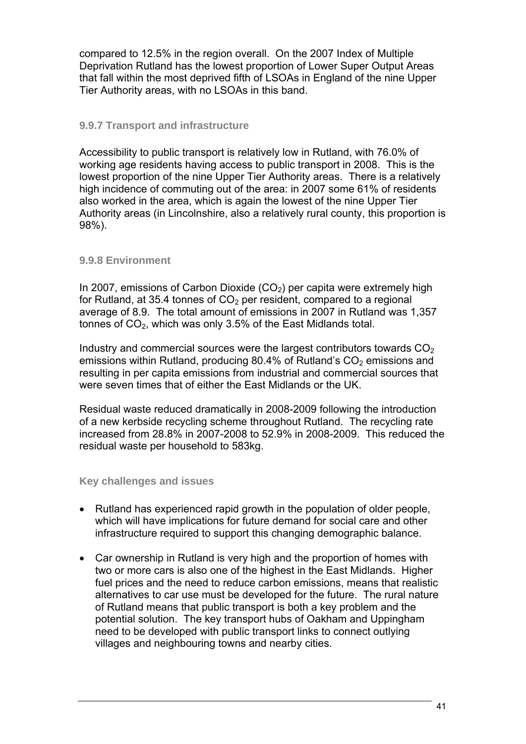compared to 12.5% in the region overall. On the 2007 Index of Multiple Deprivation Rutland has the lowest proportion of Lower Super Output Areas that fall within the most deprived fifth of LSOAs in England of the nine Upper Tier Authority areas, with no LSOAs in this band.

### 9.9.7 Transport and infrastructure

Accessibility to public transport is relatively low in Rutland, with 76.0% of working age residents having access to public transport in 2008. This is the lowest proportion of the nine Upper Tier Authority areas. There is a relatively high incidence of commuting out of the area: in 2007 some 61% of residents also worked in the area, which is again the lowest of the nine Upper Tier Authority areas (in Lincolnshire, also a relatively rural county, this proportion is 98%).

### 9.9.8 Environment

In 2007, emissions of Carbon Dioxide ($CO_2$) per capita were extremely high for Rutland, at 35.4 tonnes of $CO_2$ per resident, compared to a regional average of 8.9. The total amount of emissions in 2007 in Rutland was 1,357 tonnes of $CO_2$, which was only 3.5% of the East Midlands total.

Industry and commercial sources were the largest contributors towards $CO_2$ emissions within Rutland, producing 80.4% of Rutland's $CO_2$ emissions and resulting in per capita emissions from industrial and commercial sources that were seven times that of either the East Midlands or the UK.

Residual waste reduced dramatically in 2008-2009 following the introduction of a new kerbside recycling scheme throughout Rutland. The recycling rate increased from 28.8% in 2007-2008 to 52.9% in 2008-2009. This reduced the residual waste per household to 583kg.

### Key challenges and issues

- Rutland has experienced rapid growth in the population of older people, which will have implications for future demand for social care and other infrastructure required to support this changing demographic balance.

- Car ownership in Rutland is very high and the proportion of homes with two or more cars is also one of the highest in the East Midlands. Higher fuel prices and the need to reduce carbon emissions, means that realistic alternatives to car use must be developed for the future. The rural nature of Rutland means that public transport is both a key problem and the potential solution. The key transport hubs of Oakham and Uppingham need to be developed with public transport links to connect outlying villages and neighbouring towns and nearby cities.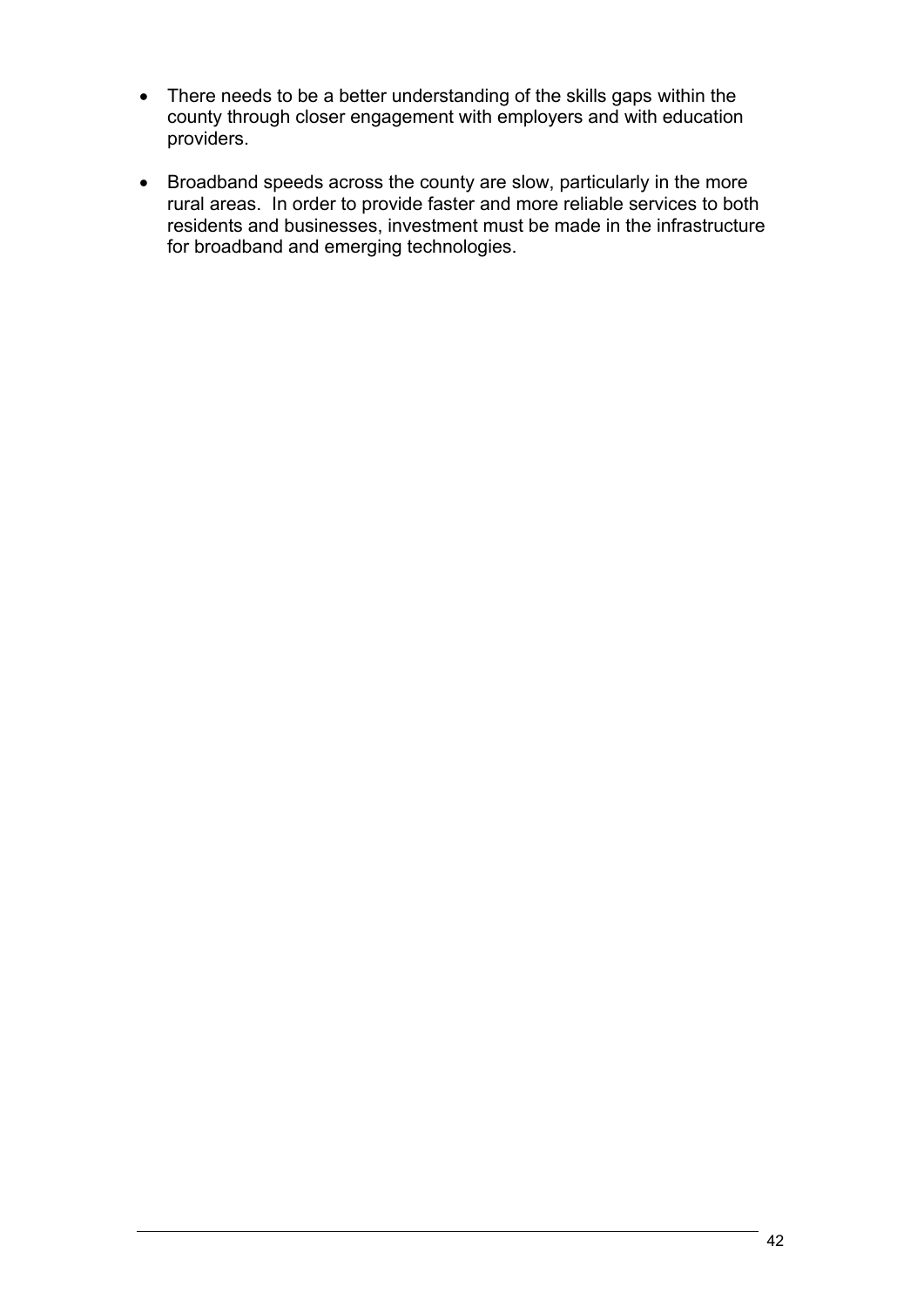- There needs to be a better understanding of the skills gaps within the county through closer engagement with employers and with education providers.

- Broadband speeds across the county are slow, particularly in the more rural areas. In order to provide faster and more reliable services to both residents and businesses, investment must be made in the infrastructure for broadband and emerging technologies.